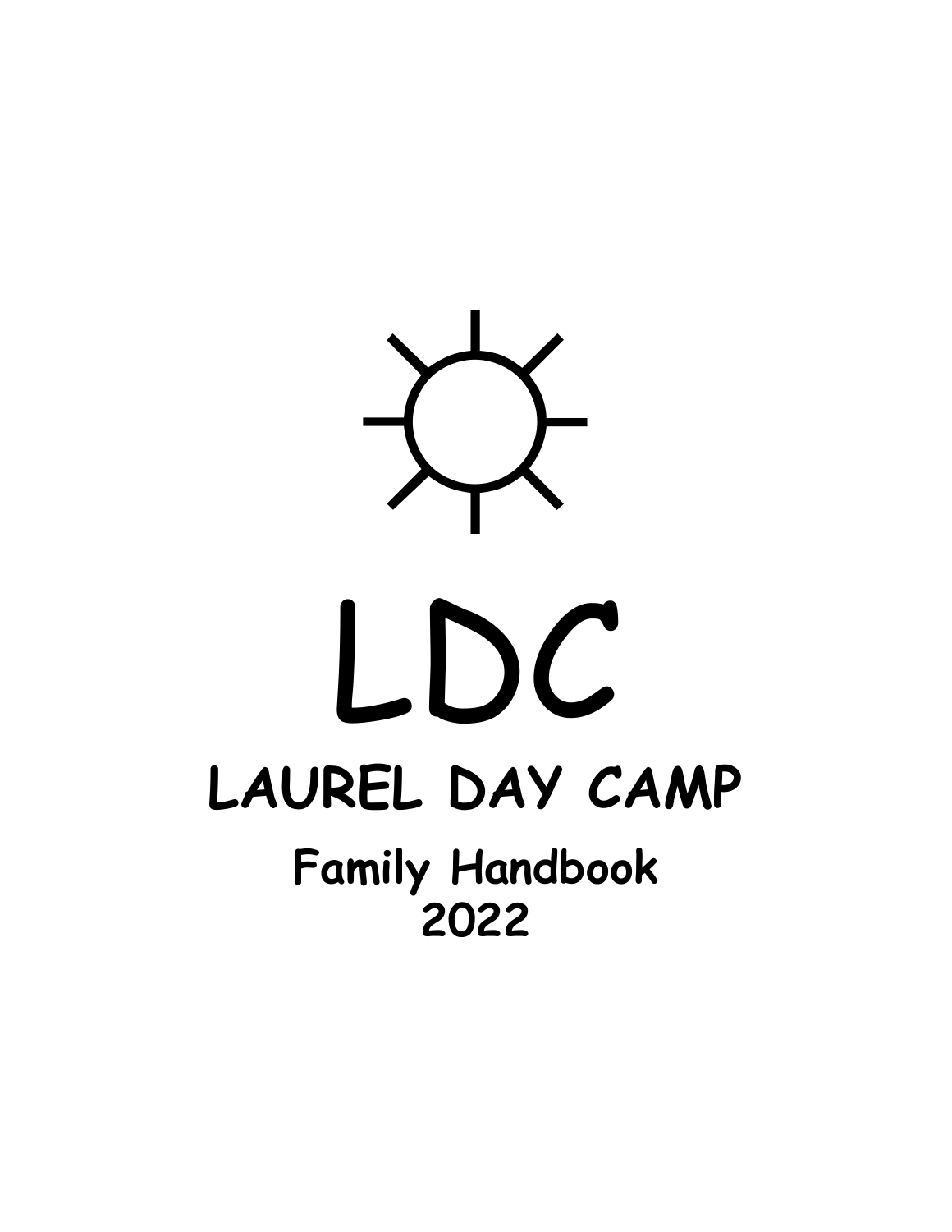# LDC

## LAUREL DAY CAMP

### Family Handbook
### 2022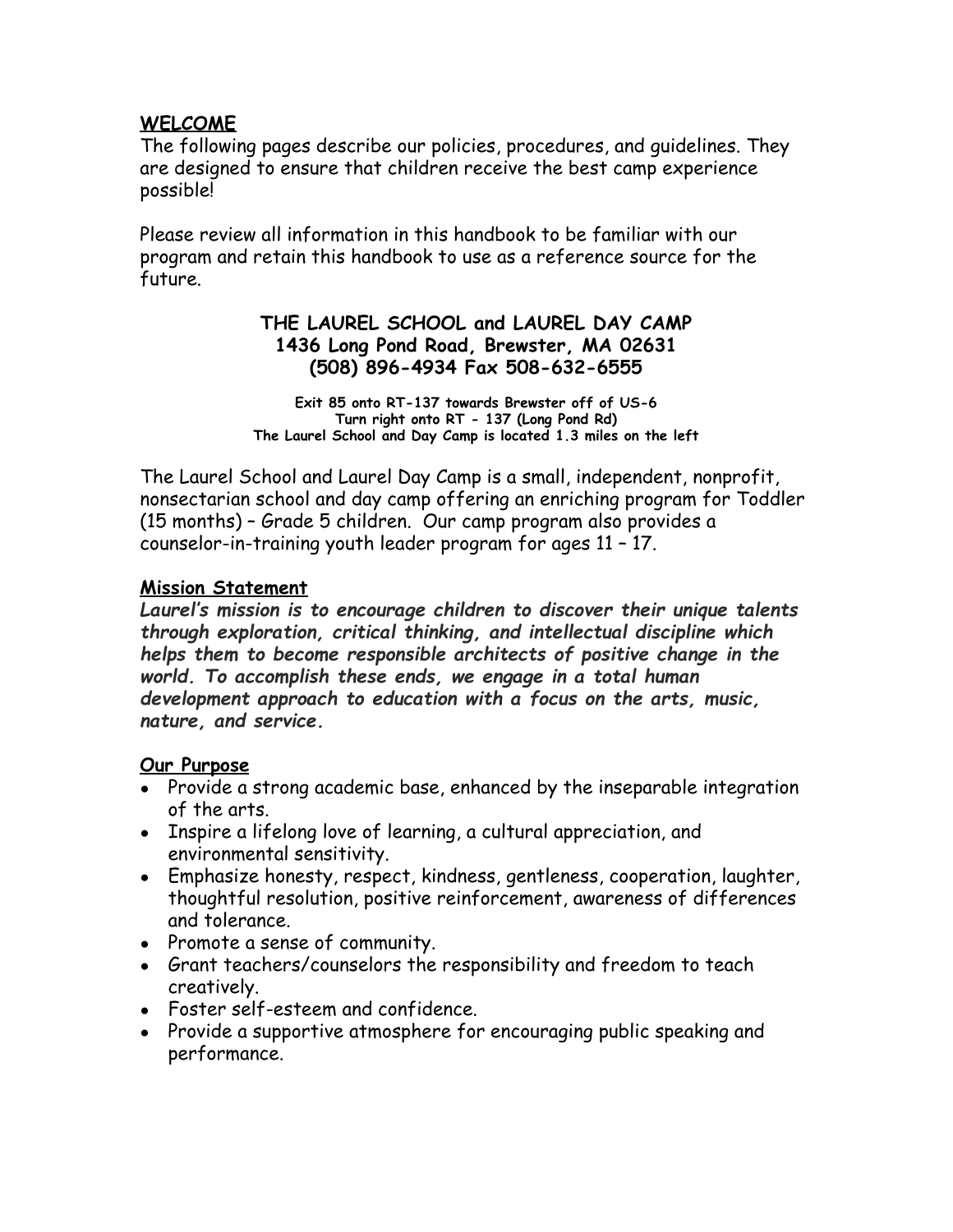## WELCOME

The following pages describe our policies, procedures, and guidelines. They are designed to ensure that children receive the best camp experience possible!

Please review all information in this handbook to be familiar with our program and retain this handbook to use as a reference source for the future.

**THE LAUREL SCHOOL and LAUREL DAY CAMP**
**1436 Long Pond Road, Brewster, MA 02631**
**(508) 896-4934 Fax 508-632-6555**

**Exit 85 onto RT-137 towards Brewster off of US-6**
**Turn right onto RT - 137 (Long Pond Rd)**
**The Laurel School and Day Camp is located 1.3 miles on the left**

The Laurel School and Laurel Day Camp is a small, independent, nonprofit, nonsectarian school and day camp offering an enriching program for Toddler (15 months) – Grade 5 children. Our camp program also provides a counselor-in-training youth leader program for ages 11 – 17.

### Mission Statement

***Laurel's mission is to encourage children to discover their unique talents through exploration, critical thinking, and intellectual discipline which helps them to become responsible architects of positive change in the world. To accomplish these ends, we engage in a total human development approach to education with a focus on the arts, music, nature, and service.***

### Our Purpose

- Provide a strong academic base, enhanced by the inseparable integration of the arts.
- Inspire a lifelong love of learning, a cultural appreciation, and environmental sensitivity.
- Emphasize honesty, respect, kindness, gentleness, cooperation, laughter, thoughtful resolution, positive reinforcement, awareness of differences and tolerance.
- Promote a sense of community.
- Grant teachers/counselors the responsibility and freedom to teach creatively.
- Foster self-esteem and confidence.
- Provide a supportive atmosphere for encouraging public speaking and performance.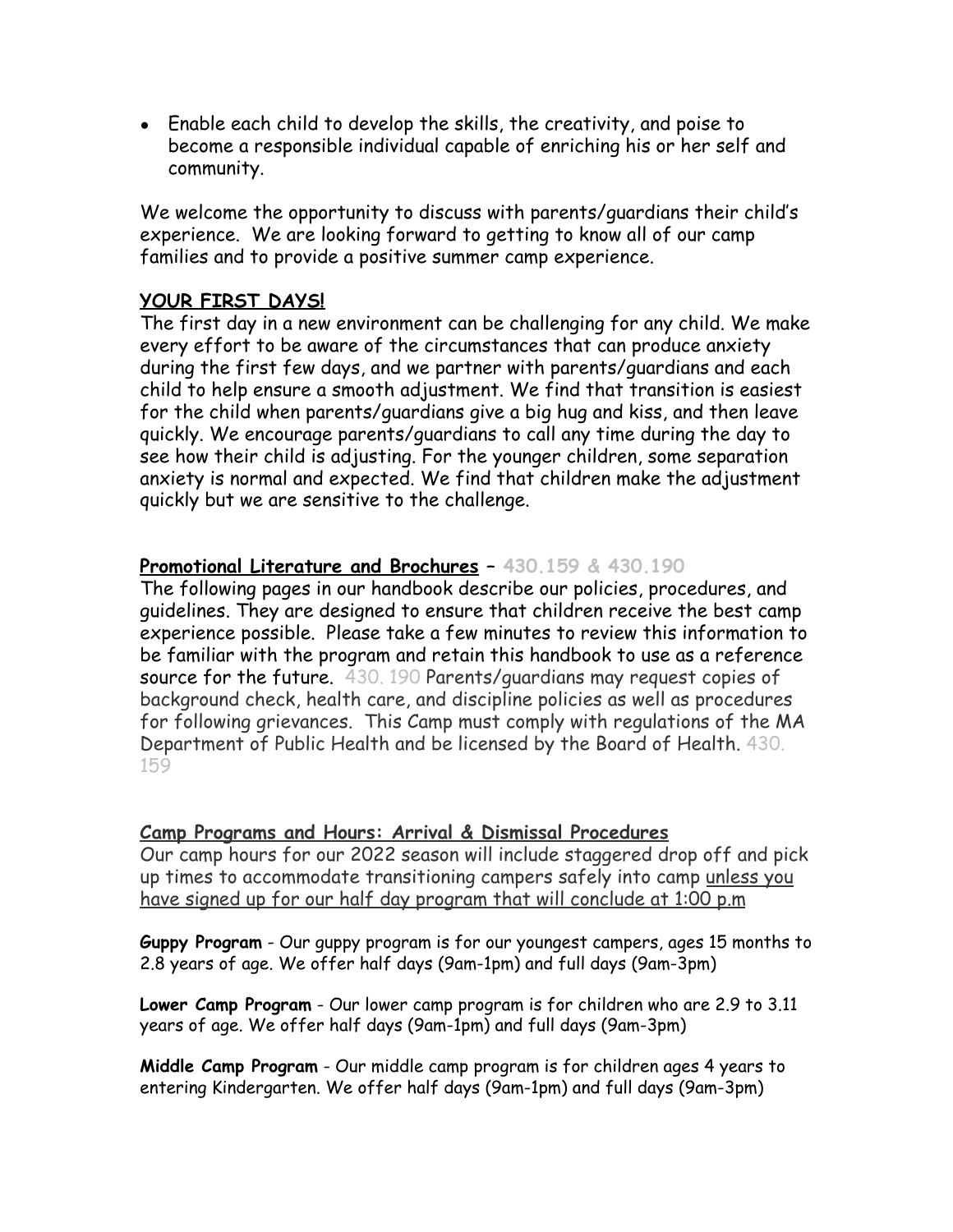- Enable each child to develop the skills, the creativity, and poise to become a responsible individual capable of enriching his or her self and community.

We welcome the opportunity to discuss with parents/guardians their child's experience. We are looking forward to getting to know all of our camp families and to provide a positive summer camp experience.

## YOUR FIRST DAYS!

The first day in a new environment can be challenging for any child. We make every effort to be aware of the circumstances that can produce anxiety during the first few days, and we partner with parents/guardians and each child to help ensure a smooth adjustment. We find that transition is easiest for the child when parents/guardians give a big hug and kiss, and then leave quickly. We encourage parents/guardians to call any time during the day to see how their child is adjusting. For the younger children, some separation anxiety is normal and expected. We find that children make the adjustment quickly but we are sensitive to the challenge.

## Promotional Literature and Brochures – 430.159 & 430.190

The following pages in our handbook describe our policies, procedures, and guidelines. They are designed to ensure that children receive the best camp experience possible. Please take a few minutes to review this information to be familiar with the program and retain this handbook to use as a reference source for the future. 430. 190 Parents/guardians may request copies of background check, health care, and discipline policies as well as procedures for following grievances. This Camp must comply with regulations of the MA Department of Public Health and be licensed by the Board of Health. 430. 159

## Camp Programs and Hours: Arrival & Dismissal Procedures

Our camp hours for our 2022 season will include staggered drop off and pick up times to accommodate transitioning campers safely into camp unless you have signed up for our half day program that will conclude at 1:00 p.m

**Guppy Program** - Our guppy program is for our youngest campers, ages 15 months to 2.8 years of age. We offer half days (9am-1pm) and full days (9am-3pm)

**Lower Camp Program** - Our lower camp program is for children who are 2.9 to 3.11 years of age. We offer half days (9am-1pm) and full days (9am-3pm)

**Middle Camp Program** - Our middle camp program is for children ages 4 years to entering Kindergarten. We offer half days (9am-1pm) and full days (9am-3pm)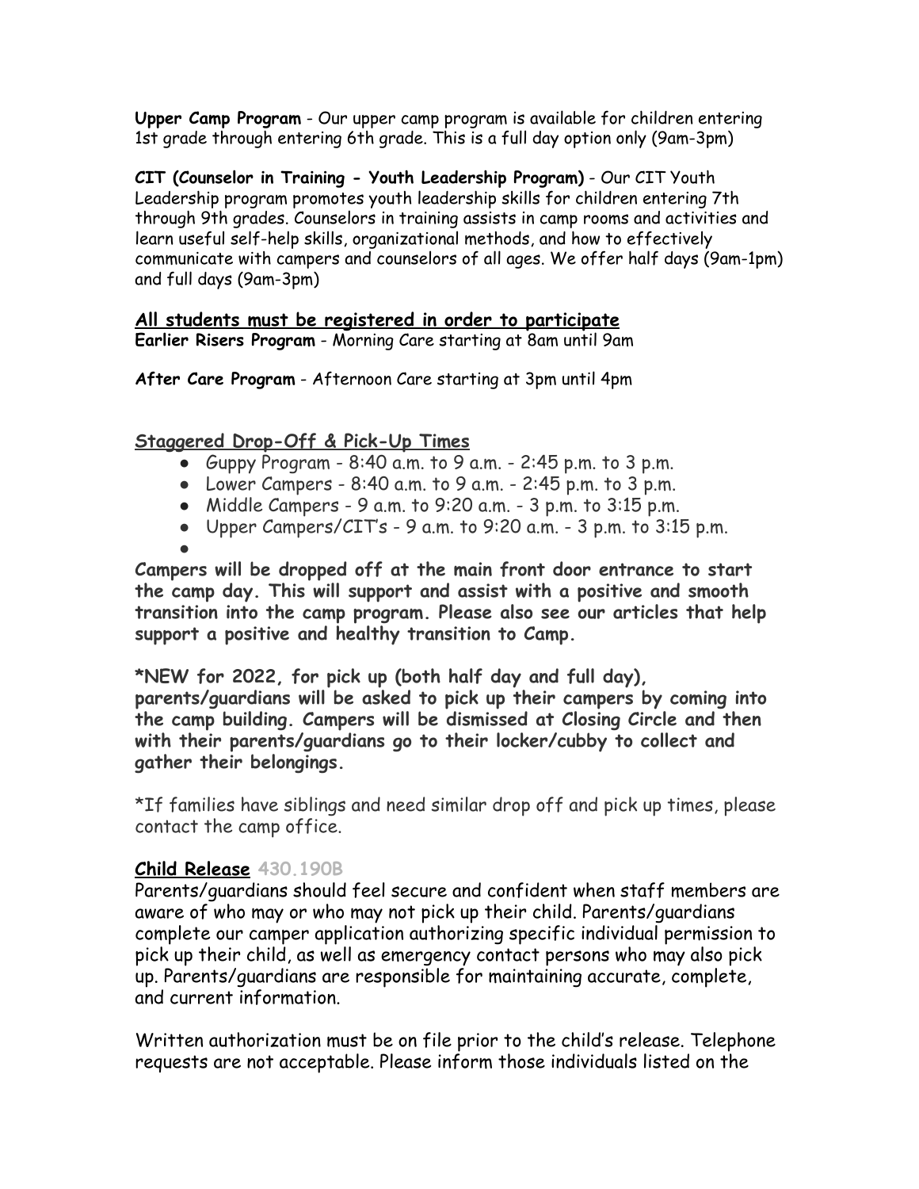**Upper Camp Program** - Our upper camp program is available for children entering 1st grade through entering 6th grade. This is a full day option only (9am-3pm)

**CIT (Counselor in Training - Youth Leadership Program)** - Our CIT Youth Leadership program promotes youth leadership skills for children entering 7th through 9th grades. Counselors in training assists in camp rooms and activities and learn useful self-help skills, organizational methods, and how to effectively communicate with campers and counselors of all ages. We offer half days (9am-1pm) and full days (9am-3pm)

**All students must be registered in order to participate**

**Earlier Risers Program** - Morning Care starting at 8am until 9am

**After Care Program** - Afternoon Care starting at 3pm until 4pm

## Staggered Drop-Off & Pick-Up Times

- Guppy Program - 8:40 a.m. to 9 a.m. - 2:45 p.m. to 3 p.m.
- Lower Campers - 8:40 a.m. to 9 a.m. - 2:45 p.m. to 3 p.m.
- Middle Campers - 9 a.m. to 9:20 a.m. - 3 p.m. to 3:15 p.m.
- Upper Campers/CIT's - 9 a.m. to 9:20 a.m. - 3 p.m. to 3:15 p.m.

**Campers will be dropped off at the main front door entrance to start the camp day. This will support and assist with a positive and smooth transition into the camp program. Please also see our articles that help support a positive and healthy transition to Camp.**

**\*NEW for 2022, for pick up (both half day and full day), parents/guardians will be asked to pick up their campers by coming into the camp building. Campers will be dismissed at Closing Circle and then with their parents/guardians go to their locker/cubby to collect and gather their belongings.**

*If families have siblings and need similar drop off and pick up times, please contact the camp office.

## Child Release 430.190B

Parents/guardians should feel secure and confident when staff members are aware of who may or who may not pick up their child. Parents/guardians complete our camper application authorizing specific individual permission to pick up their child, as well as emergency contact persons who may also pick up. Parents/guardians are responsible for maintaining accurate, complete, and current information.

Written authorization must be on file prior to the child's release. Telephone requests are not acceptable. Please inform those individuals listed on the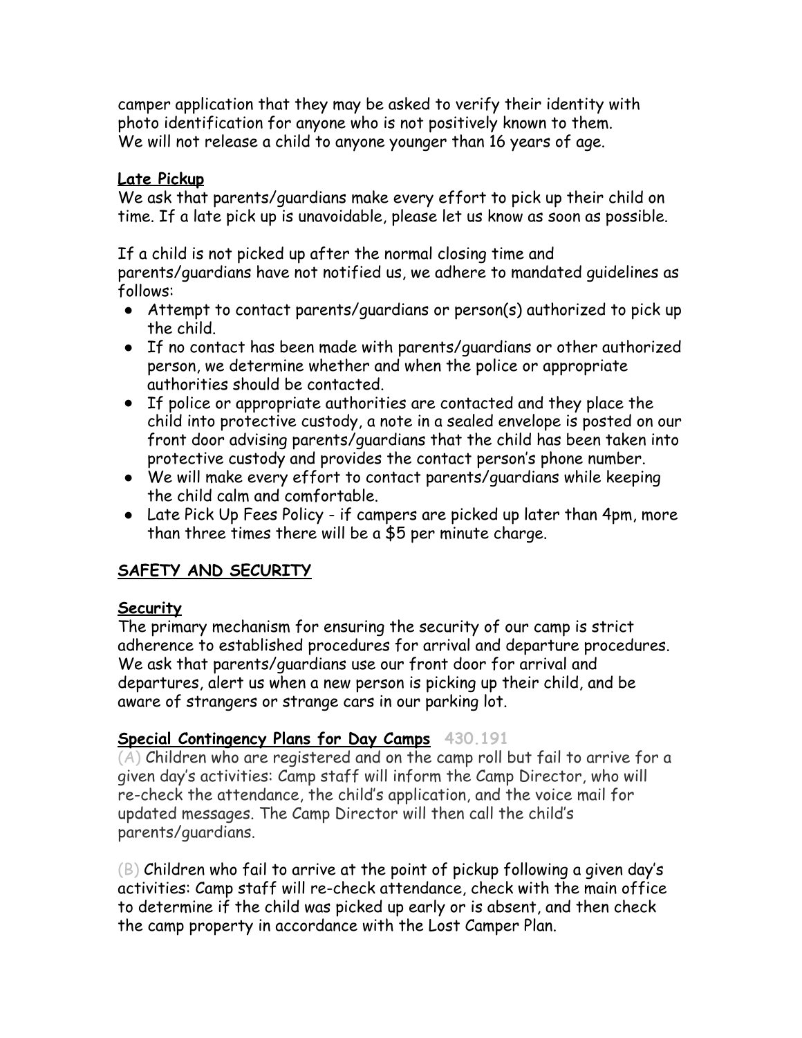camper application that they may be asked to verify their identity with photo identification for anyone who is not positively known to them. We will not release a child to anyone younger than 16 years of age.

### Late Pickup

We ask that parents/guardians make every effort to pick up their child on time. If a late pick up is unavoidable, please let us know as soon as possible.

If a child is not picked up after the normal closing time and parents/guardians have not notified us, we adhere to mandated guidelines as follows:

- Attempt to contact parents/guardians or person(s) authorized to pick up the child.
- If no contact has been made with parents/guardians or other authorized person, we determine whether and when the police or appropriate authorities should be contacted.
- If police or appropriate authorities are contacted and they place the child into protective custody, a note in a sealed envelope is posted on our front door advising parents/guardians that the child has been taken into protective custody and provides the contact person's phone number.
- We will make every effort to contact parents/guardians while keeping the child calm and comfortable.
- Late Pick Up Fees Policy - if campers are picked up later than 4pm, more than three times there will be a $5 per minute charge.

## SAFETY AND SECURITY

### Security

The primary mechanism for ensuring the security of our camp is strict adherence to established procedures for arrival and departure procedures. We ask that parents/guardians use our front door for arrival and departures, alert us when a new person is picking up their child, and be aware of strangers or strange cars in our parking lot.

### Special Contingency Plans for Day Camps 430.191

(A) Children who are registered and on the camp roll but fail to arrive for a given day's activities: Camp staff will inform the Camp Director, who will re-check the attendance, the child's application, and the voice mail for updated messages. The Camp Director will then call the child's parents/guardians.

(B) Children who fail to arrive at the point of pickup following a given day's activities: Camp staff will re-check attendance, check with the main office to determine if the child was picked up early or is absent, and then check the camp property in accordance with the Lost Camper Plan.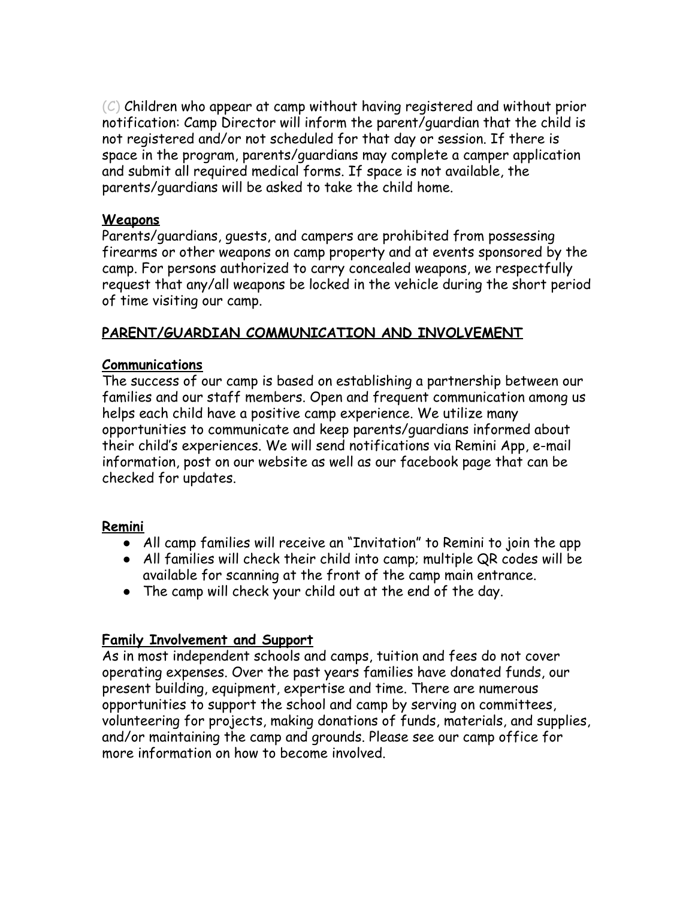(C) Children who appear at camp without having registered and without prior notification: Camp Director will inform the parent/guardian that the child is not registered and/or not scheduled for that day or session. If there is space in the program, parents/guardians may complete a camper application and submit all required medical forms. If space is not available, the parents/guardians will be asked to take the child home.

**Weapons**

Parents/guardians, guests, and campers are prohibited from possessing firearms or other weapons on camp property and at events sponsored by the camp. For persons authorized to carry concealed weapons, we respectfully request that any/all weapons be locked in the vehicle during the short period of time visiting our camp.

## PARENT/GUARDIAN COMMUNICATION AND INVOLVEMENT

**Communications**

The success of our camp is based on establishing a partnership between our families and our staff members. Open and frequent communication among us helps each child have a positive camp experience. We utilize many opportunities to communicate and keep parents/guardians informed about their child's experiences. We will send notifications via Remini App, e-mail information, post on our website as well as our facebook page that can be checked for updates.

**Remini**

- All camp families will receive an "Invitation" to Remini to join the app
- All families will check their child into camp; multiple QR codes will be available for scanning at the front of the camp main entrance.
- The camp will check your child out at the end of the day.

**Family Involvement and Support**

As in most independent schools and camps, tuition and fees do not cover operating expenses. Over the past years families have donated funds, our present building, equipment, expertise and time. There are numerous opportunities to support the school and camp by serving on committees, volunteering for projects, making donations of funds, materials, and supplies, and/or maintaining the camp and grounds. Please see our camp office for more information on how to become involved.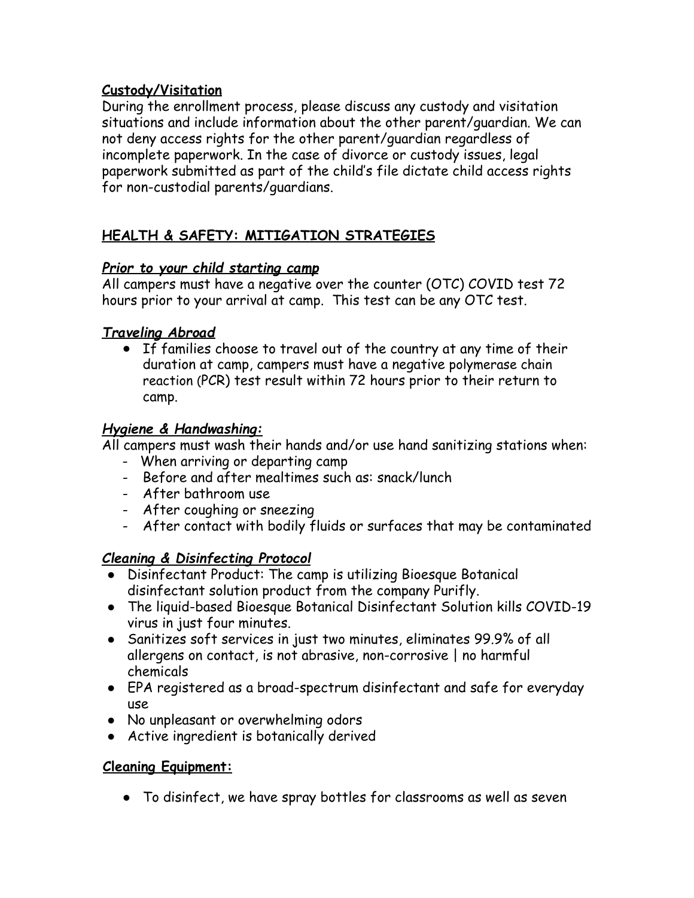**Custody/Visitation**

During the enrollment process, please discuss any custody and visitation situations and include information about the other parent/guardian. We can not deny access rights for the other parent/guardian regardless of incomplete paperwork. In the case of divorce or custody issues, legal paperwork submitted as part of the child's file dictate child access rights for non-custodial parents/guardians.

## HEALTH & SAFETY: MITIGATION STRATEGIES

***Prior to your child starting camp***

All campers must have a negative over the counter (OTC) COVID test 72 hours prior to your arrival at camp. This test can be any OTC test.

***Traveling Abroad***

- If families choose to travel out of the country at any time of their duration at camp, campers must have a negative polymerase chain reaction (PCR) test result within 72 hours prior to their return to camp.

***Hygiene & Handwashing:***

All campers must wash their hands and/or use hand sanitizing stations when:

- When arriving or departing camp
- Before and after mealtimes such as: snack/lunch
- After bathroom use
- After coughing or sneezing
- After contact with bodily fluids or surfaces that may be contaminated

***Cleaning & Disinfecting Protocol***

- Disinfectant Product: The camp is utilizing Bioesque Botanical disinfectant solution product from the company Purifly.
- The liquid-based Bioesque Botanical Disinfectant Solution kills COVID-19 virus in just four minutes.
- Sanitizes soft services in just two minutes, eliminates 99.9% of all allergens on contact, is not abrasive, non-corrosive | no harmful chemicals
- EPA registered as a broad-spectrum disinfectant and safe for everyday use
- No unpleasant or overwhelming odors
- Active ingredient is botanically derived

**Cleaning Equipment:**

- To disinfect, we have spray bottles for classrooms as well as seven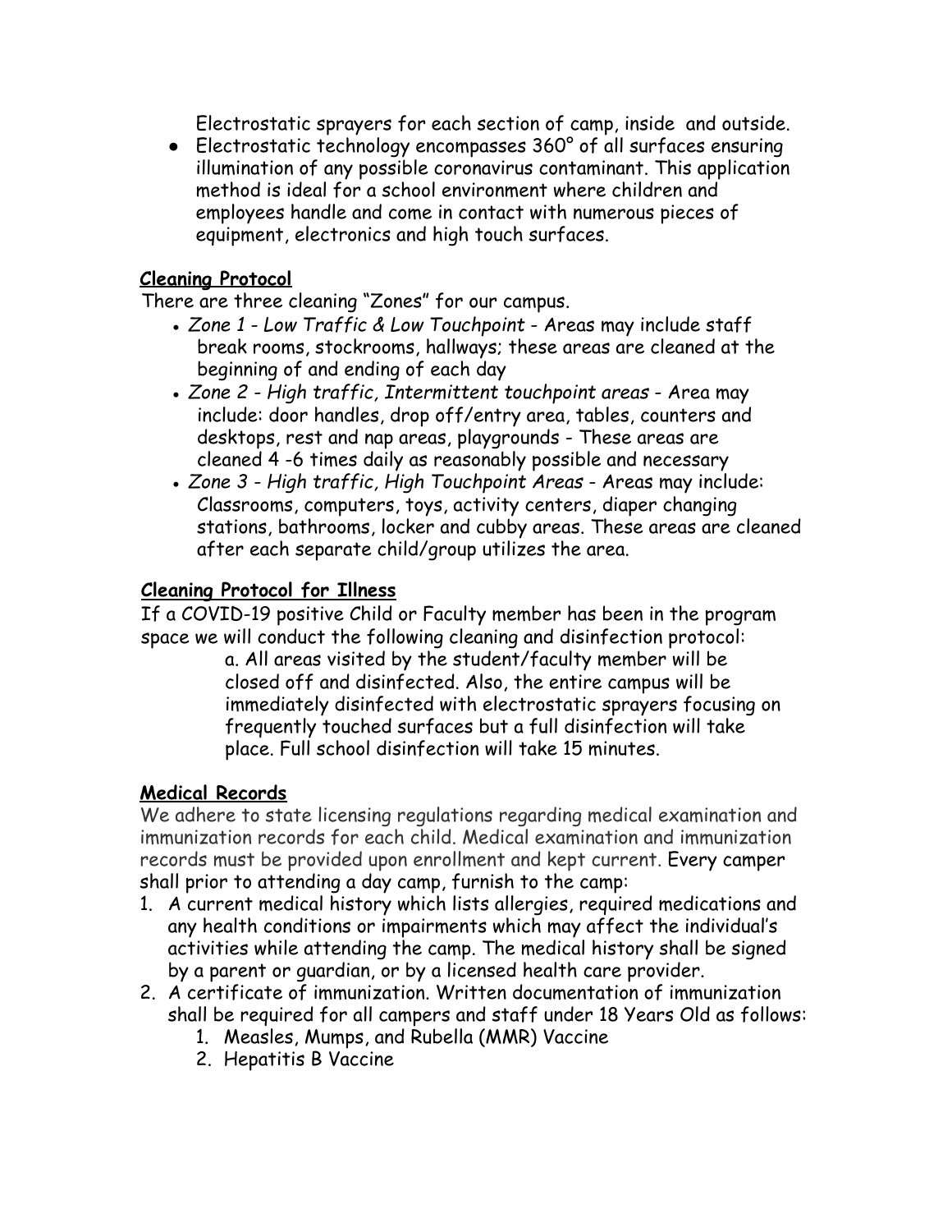Electrostatic sprayers for each section of camp, inside and outside.

- Electrostatic technology encompasses 360° of all surfaces ensuring illumination of any possible coronavirus contaminant. This application method is ideal for a school environment where children and employees handle and come in contact with numerous pieces of equipment, electronics and high touch surfaces.

**Cleaning Protocol**

There are three cleaning "Zones" for our campus.

- *Zone 1 - Low Traffic & Low Touchpoint* - Areas may include staff break rooms, stockrooms, hallways; these areas are cleaned at the beginning of and ending of each day
- *Zone 2 - High traffic, Intermittent touchpoint areas* - Area may include: door handles, drop off/entry area, tables, counters and desktops, rest and nap areas, playgrounds - These areas are cleaned 4 -6 times daily as reasonably possible and necessary
- *Zone 3 - High traffic, High Touchpoint Areas* - Areas may include: Classrooms, computers, toys, activity centers, diaper changing stations, bathrooms, locker and cubby areas. These areas are cleaned after each separate child/group utilizes the area.

**Cleaning Protocol for Illness**

If a COVID-19 positive Child or Faculty member has been in the program space we will conduct the following cleaning and disinfection protocol:

a. All areas visited by the student/faculty member will be closed off and disinfected. Also, the entire campus will be immediately disinfected with electrostatic sprayers focusing on frequently touched surfaces but a full disinfection will take place. Full school disinfection will take 15 minutes.

**Medical Records**

We adhere to state licensing regulations regarding medical examination and immunization records for each child. Medical examination and immunization records must be provided upon enrollment and kept current. Every camper shall prior to attending a day camp, furnish to the camp:

1. A current medical history which lists allergies, required medications and any health conditions or impairments which may affect the individual's activities while attending the camp. The medical history shall be signed by a parent or guardian, or by a licensed health care provider.
2. A certificate of immunization. Written documentation of immunization shall be required for all campers and staff under 18 Years Old as follows:
    1. Measles, Mumps, and Rubella (MMR) Vaccine
    2. Hepatitis B Vaccine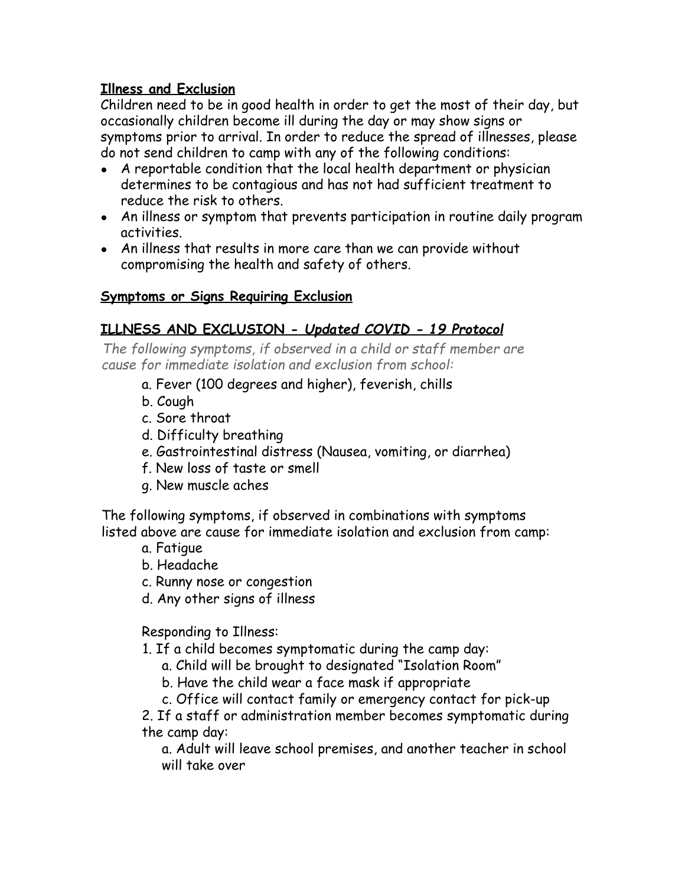**Illness and Exclusion**

Children need to be in good health in order to get the most of their day, but occasionally children become ill during the day or may show signs or symptoms prior to arrival. In order to reduce the spread of illnesses, please do not send children to camp with any of the following conditions:

- A reportable condition that the local health department or physician determines to be contagious and has not had sufficient treatment to reduce the risk to others.
- An illness or symptom that prevents participation in routine daily program activities.
- An illness that results in more care than we can provide without compromising the health and safety of others.

**Symptoms or Signs Requiring Exclusion**

## ILLNESS AND EXCLUSION - *Updated COVID - 19 Protocol*

*The following symptoms, if observed in a child or staff member are cause for immediate isolation and exclusion from school:*

a. Fever (100 degrees and higher), feverish, chills
b. Cough
c. Sore throat
d. Difficulty breathing
e. Gastrointestinal distress (Nausea, vomiting, or diarrhea)
f. New loss of taste or smell
g. New muscle aches

The following symptoms, if observed in combinations with symptoms listed above are cause for immediate isolation and exclusion from camp:

a. Fatigue
b. Headache
c. Runny nose or congestion
d. Any other signs of illness

Responding to Illness:

1. If a child becomes symptomatic during the camp day:
   a. Child will be brought to designated "Isolation Room"
   b. Have the child wear a face mask if appropriate
   c. Office will contact family or emergency contact for pick-up
2. If a staff or administration member becomes symptomatic during the camp day:
   a. Adult will leave school premises, and another teacher in school will take over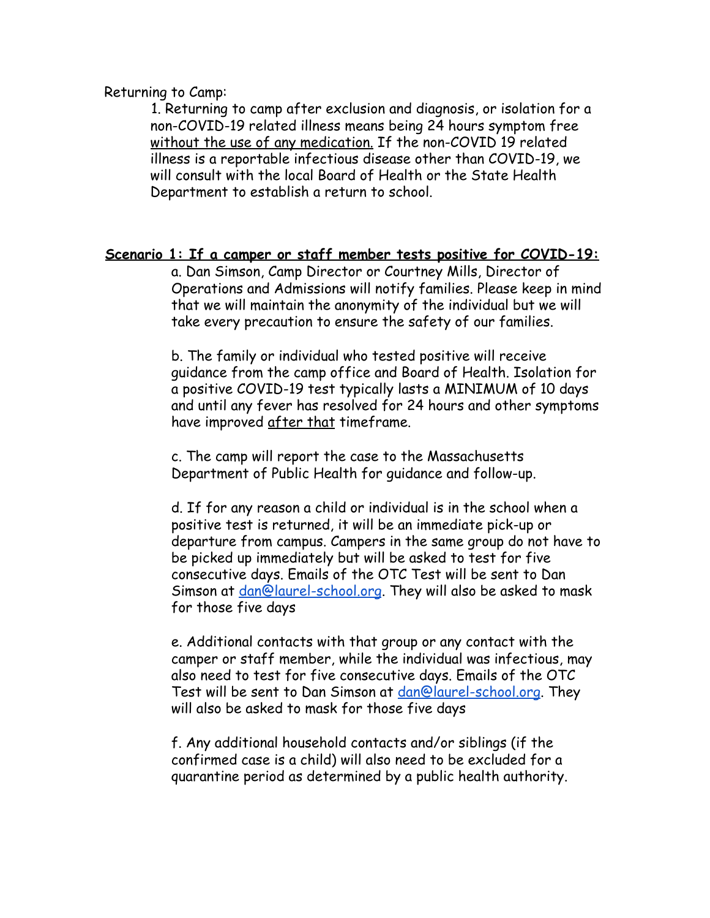Returning to Camp:

1. Returning to camp after exclusion and diagnosis, or isolation for a non-COVID-19 related illness means being 24 hours symptom free <u>without the use of any medication.</u> If the non-COVID 19 related illness is a reportable infectious disease other than COVID-19, we will consult with the local Board of Health or the State Health Department to establish a return to school.

**<u>Scenario 1: If a camper or staff member tests positive for COVID-19:</u>**

a. Dan Simson, Camp Director or Courtney Mills, Director of Operations and Admissions will notify families. Please keep in mind that we will maintain the anonymity of the individual but we will take every precaution to ensure the safety of our families.

b. The family or individual who tested positive will receive guidance from the camp office and Board of Health. Isolation for a positive COVID-19 test typically lasts a MINIMUM of 10 days and until any fever has resolved for 24 hours and other symptoms have improved <u>after that</u> timeframe.

c. The camp will report the case to the Massachusetts Department of Public Health for guidance and follow-up.

d. If for any reason a child or individual is in the school when a positive test is returned, it will be an immediate pick-up or departure from campus. Campers in the same group do not have to be picked up immediately but will be asked to test for five consecutive days. Emails of the OTC Test will be sent to Dan Simson at dan@laurel-school.org. They will also be asked to mask for those five days

e. Additional contacts with that group or any contact with the camper or staff member, while the individual was infectious, may also need to test for five consecutive days. Emails of the OTC Test will be sent to Dan Simson at dan@laurel-school.org. They will also be asked to mask for those five days

f. Any additional household contacts and/or siblings (if the confirmed case is a child) will also need to be excluded for a quarantine period as determined by a public health authority.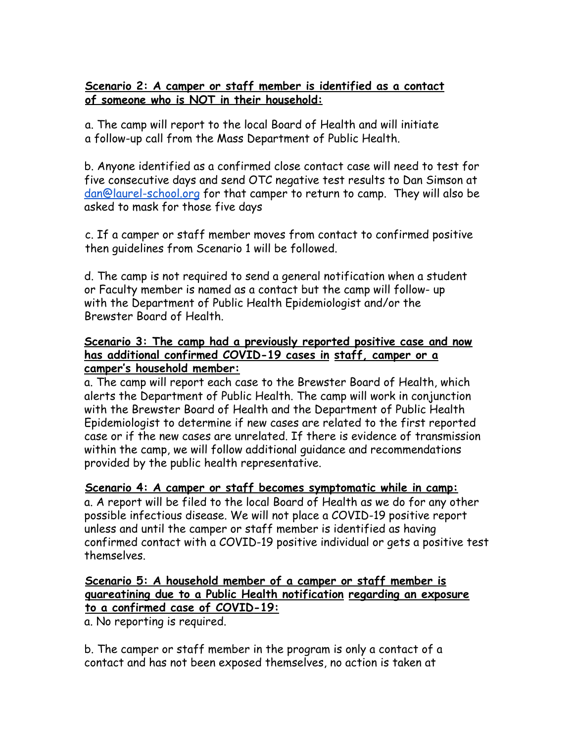**Scenario 2: A camper or staff member is identified as a contact of someone who is NOT in their household:**

a. The camp will report to the local Board of Health and will initiate a follow-up call from the Mass Department of Public Health.

b. Anyone identified as a confirmed close contact case will need to test for five consecutive days and send OTC negative test results to Dan Simson at dan@laurel-school.org for that camper to return to camp. They will also be asked to mask for those five days

c. If a camper or staff member moves from contact to confirmed positive then guidelines from Scenario 1 will be followed.

d. The camp is not required to send a general notification when a student or Faculty member is named as a contact but the camp will follow- up with the Department of Public Health Epidemiologist and/or the Brewster Board of Health.

**Scenario 3: The camp had a previously reported positive case and now has additional confirmed COVID-19 cases in staff, camper or a camper's household member:**

a. The camp will report each case to the Brewster Board of Health, which alerts the Department of Public Health. The camp will work in conjunction with the Brewster Board of Health and the Department of Public Health Epidemiologist to determine if new cases are related to the first reported case or if the new cases are unrelated. If there is evidence of transmission within the camp, we will follow additional guidance and recommendations provided by the public health representative.

**Scenario 4: A camper or staff becomes symptomatic while in camp:**

a. A report will be filed to the local Board of Health as we do for any other possible infectious disease. We will not place a COVID-19 positive report unless and until the camper or staff member is identified as having confirmed contact with a COVID-19 positive individual or gets a positive test themselves.

**Scenario 5: A household member of a camper or staff member is quareatining due to a Public Health notification regarding an exposure to a confirmed case of COVID-19:**

a. No reporting is required.

b. The camper or staff member in the program is only a contact of a contact and has not been exposed themselves, no action is taken at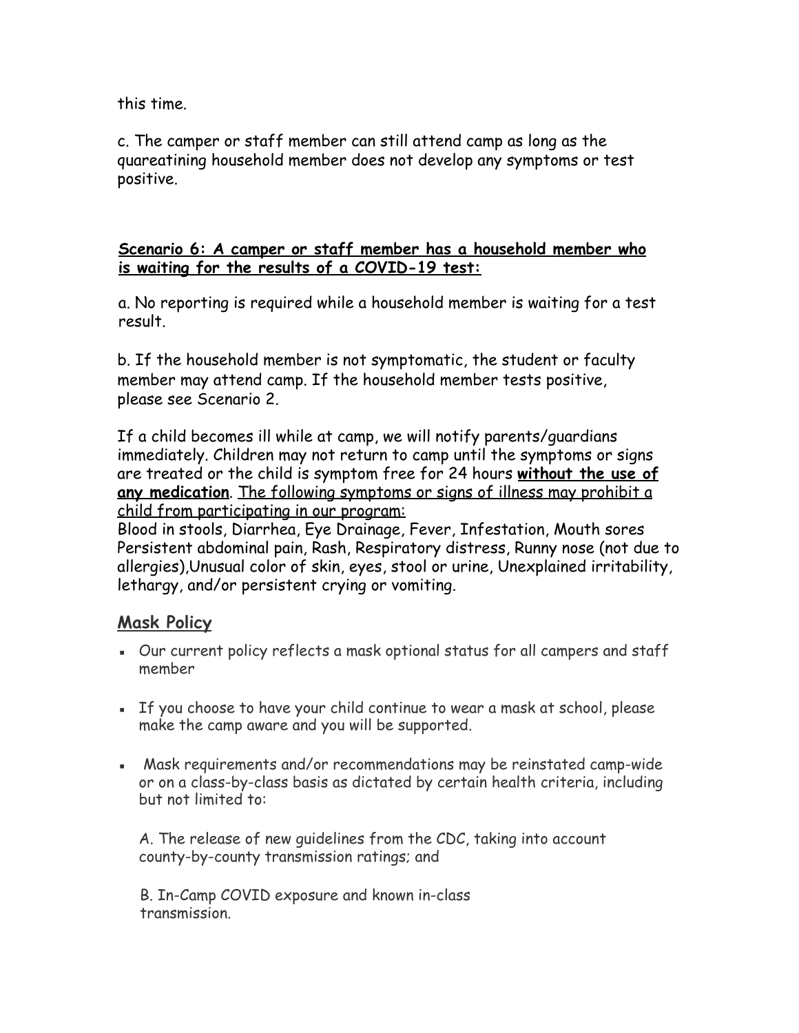this time.

c. The camper or staff member can still attend camp as long as the quareatining household member does not develop any symptoms or test positive.

**Scenario 6: A camper or staff member has a household member who is waiting for the results of a COVID-19 test:**

a. No reporting is required while a household member is waiting for a test result.

b. If the household member is not symptomatic, the student or faculty member may attend camp. If the household member tests positive, please see Scenario 2.

If a child becomes ill while at camp, we will notify parents/guardians immediately. Children may not return to camp until the symptoms or signs are treated or the child is symptom free for 24 hours **without the use of any medication**. The following symptoms or signs of illness may prohibit a child from participating in our program:
Blood in stools, Diarrhea, Eye Drainage, Fever, Infestation, Mouth sores Persistent abdominal pain, Rash, Respiratory distress, Runny nose (not due to allergies),Unusual color of skin, eyes, stool or urine, Unexplained irritability, lethargy, and/or persistent crying or vomiting.

## Mask Policy

- Our current policy reflects a mask optional status for all campers and staff member
- If you choose to have your child continue to wear a mask at school, please make the camp aware and you will be supported.
- Mask requirements and/or recommendations may be reinstated camp-wide or on a class-by-class basis as dictated by certain health criteria, including but not limited to:

  A. The release of new guidelines from the CDC, taking into account county-by-county transmission ratings; and

  B. In-Camp COVID exposure and known in-class transmission.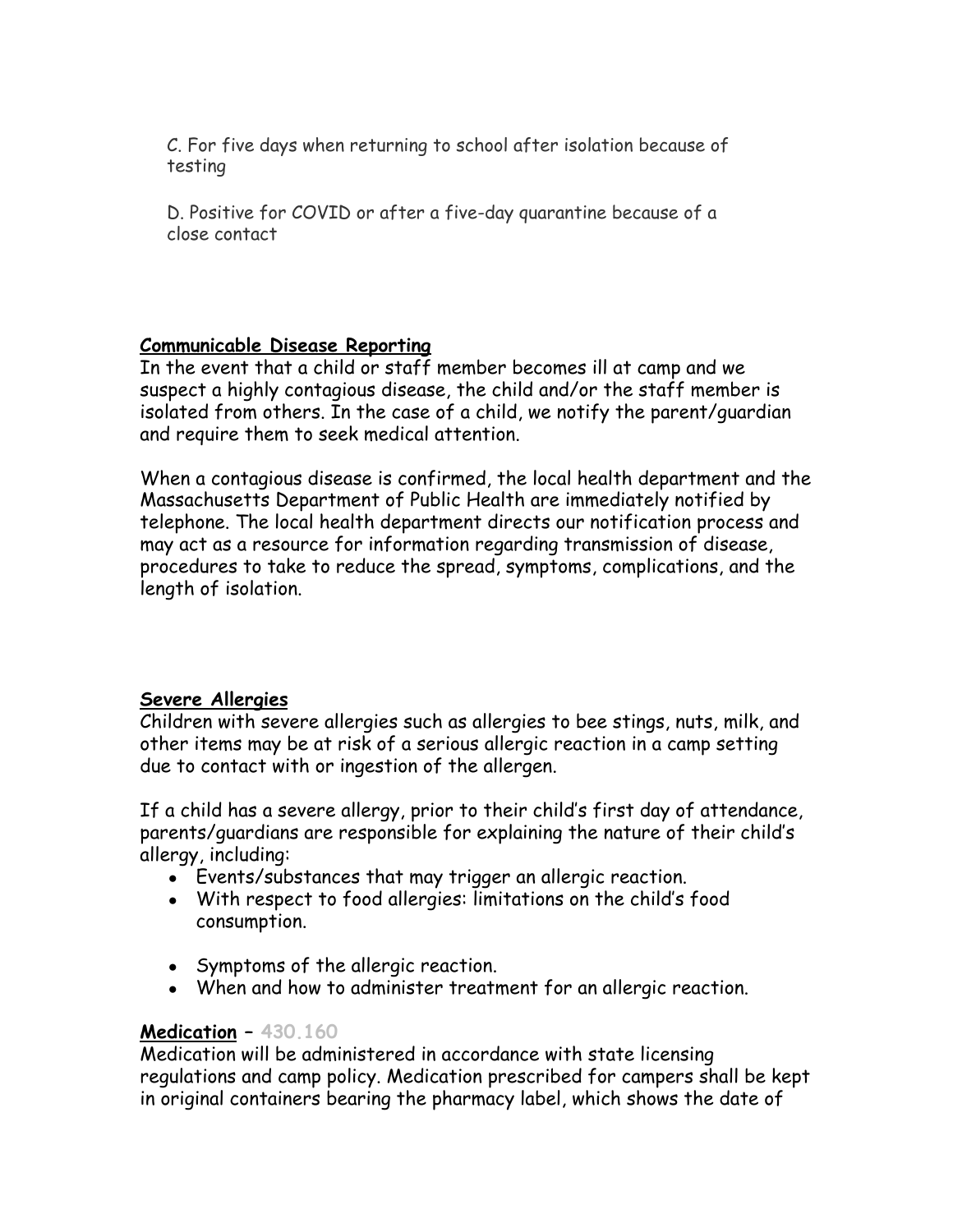C. For five days when returning to school after isolation because of testing

D. Positive for COVID or after a five-day quarantine because of a close contact

**Communicable Disease Reporting**

In the event that a child or staff member becomes ill at camp and we suspect a highly contagious disease, the child and/or the staff member is isolated from others. In the case of a child, we notify the parent/guardian and require them to seek medical attention.

When a contagious disease is confirmed, the local health department and the Massachusetts Department of Public Health are immediately notified by telephone. The local health department directs our notification process and may act as a resource for information regarding transmission of disease, procedures to take to reduce the spread, symptoms, complications, and the length of isolation.

**Severe Allergies**

Children with severe allergies such as allergies to bee stings, nuts, milk, and other items may be at risk of a serious allergic reaction in a camp setting due to contact with or ingestion of the allergen.

If a child has a severe allergy, prior to their child's first day of attendance, parents/guardians are responsible for explaining the nature of their child's allergy, including:

- Events/substances that may trigger an allergic reaction.
- With respect to food allergies: limitations on the child's food consumption.
- Symptoms of the allergic reaction.
- When and how to administer treatment for an allergic reaction.

**Medication** – 430.160

Medication will be administered in accordance with state licensing regulations and camp policy. Medication prescribed for campers shall be kept in original containers bearing the pharmacy label, which shows the date of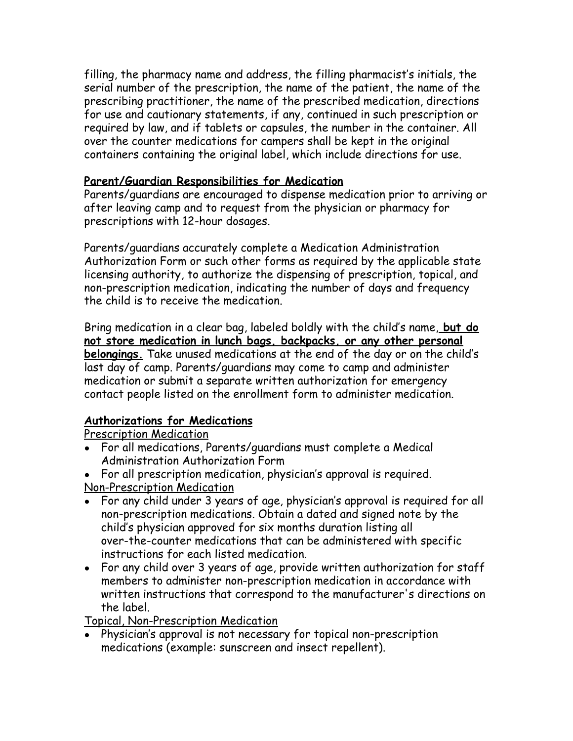filling, the pharmacy name and address, the filling pharmacist's initials, the serial number of the prescription, the name of the patient, the name of the prescribing practitioner, the name of the prescribed medication, directions for use and cautionary statements, if any, continued in such prescription or required by law, and if tablets or capsules, the number in the container. All over the counter medications for campers shall be kept in the original containers containing the original label, which include directions for use.

**Parent/Guardian Responsibilities for Medication**

Parents/guardians are encouraged to dispense medication prior to arriving or after leaving camp and to request from the physician or pharmacy for prescriptions with 12-hour dosages.

Parents/guardians accurately complete a Medication Administration Authorization Form or such other forms as required by the applicable state licensing authority, to authorize the dispensing of prescription, topical, and non-prescription medication, indicating the number of days and frequency the child is to receive the medication.

Bring medication in a clear bag, labeled boldly with the child's name, **but do not store medication in lunch bags, backpacks, or any other personal belongings.** Take unused medications at the end of the day or on the child's last day of camp. Parents/guardians may come to camp and administer medication or submit a separate written authorization for emergency contact people listed on the enrollment form to administer medication.

**Authorizations for Medications**

Prescription Medication

- For all medications, Parents/guardians must complete a Medical Administration Authorization Form
- For all prescription medication, physician's approval is required.

Non-Prescription Medication

- For any child under 3 years of age, physician's approval is required for all non-prescription medications. Obtain a dated and signed note by the child's physician approved for six months duration listing all over-the-counter medications that can be administered with specific instructions for each listed medication.
- For any child over 3 years of age, provide written authorization for staff members to administer non-prescription medication in accordance with written instructions that correspond to the manufacturer's directions on the label.

Topical, Non-Prescription Medication

- Physician's approval is not necessary for topical non-prescription medications (example: sunscreen and insect repellent).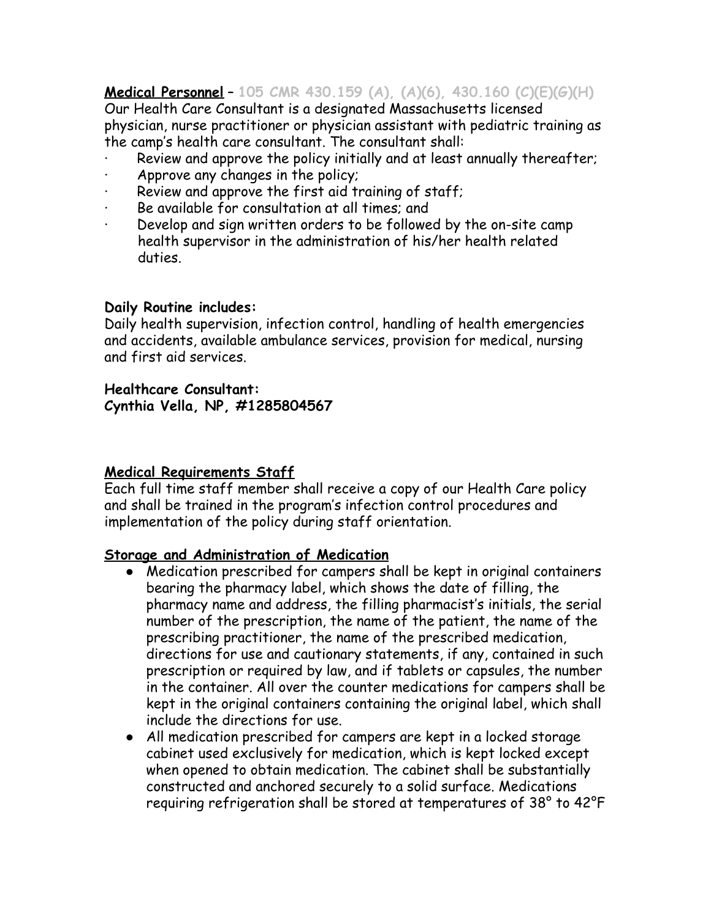**Medical Personnel** – 105 CMR 430.159 (A), (A)(6), 430.160 (C)(E)(G)(H)
Our Health Care Consultant is a designated Massachusetts licensed physician, nurse practitioner or physician assistant with pediatric training as the camp's health care consultant. The consultant shall:

- Review and approve the policy initially and at least annually thereafter;
- Approve any changes in the policy;
- Review and approve the first aid training of staff;
- Be available for consultation at all times; and
- Develop and sign written orders to be followed by the on-site camp health supervisor in the administration of his/her health related duties.

**Daily Routine includes:**
Daily health supervision, infection control, handling of health emergencies and accidents, available ambulance services, provision for medical, nursing and first aid services.

**Healthcare Consultant:**
**Cynthia Vella, NP, #1285804567**

**Medical Requirements Staff**
Each full time staff member shall receive a copy of our Health Care policy and shall be trained in the program's infection control procedures and implementation of the policy during staff orientation.

**Storage and Administration of Medication**

- Medication prescribed for campers shall be kept in original containers bearing the pharmacy label, which shows the date of filling, the pharmacy name and address, the filling pharmacist's initials, the serial number of the prescription, the name of the patient, the name of the prescribing practitioner, the name of the prescribed medication, directions for use and cautionary statements, if any, contained in such prescription or required by law, and if tablets or capsules, the number in the container. All over the counter medications for campers shall be kept in the original containers containing the original label, which shall include the directions for use.
- All medication prescribed for campers are kept in a locked storage cabinet used exclusively for medication, which is kept locked except when opened to obtain medication. The cabinet shall be substantially constructed and anchored securely to a solid surface. Medications requiring refrigeration shall be stored at temperatures of 38° to 42°F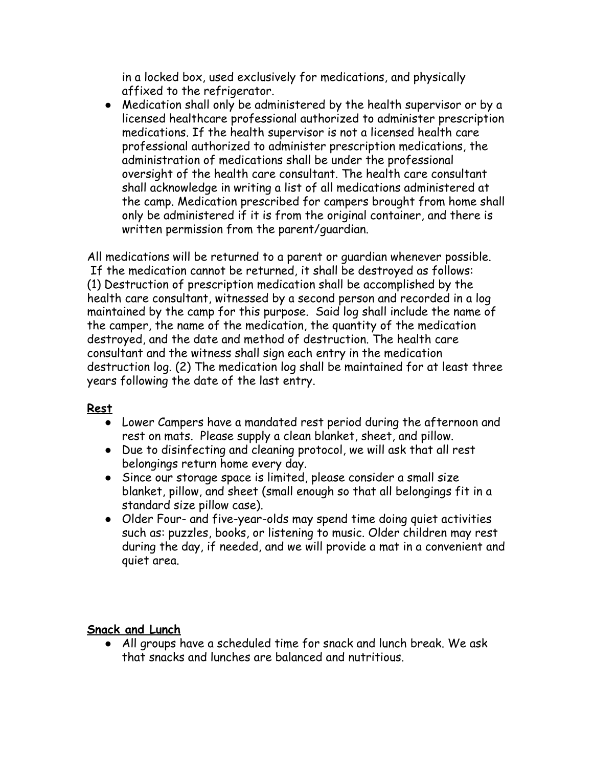in a locked box, used exclusively for medications, and physically affixed to the refrigerator.

- Medication shall only be administered by the health supervisor or by a licensed healthcare professional authorized to administer prescription medications. If the health supervisor is not a licensed health care professional authorized to administer prescription medications, the administration of medications shall be under the professional oversight of the health care consultant. The health care consultant shall acknowledge in writing a list of all medications administered at the camp. Medication prescribed for campers brought from home shall only be administered if it is from the original container, and there is written permission from the parent/guardian.

All medications will be returned to a parent or guardian whenever possible. If the medication cannot be returned, it shall be destroyed as follows: (1) Destruction of prescription medication shall be accomplished by the health care consultant, witnessed by a second person and recorded in a log maintained by the camp for this purpose. Said log shall include the name of the camper, the name of the medication, the quantity of the medication destroyed, and the date and method of destruction. The health care consultant and the witness shall sign each entry in the medication destruction log. (2) The medication log shall be maintained for at least three years following the date of the last entry.

**Rest**

- Lower Campers have a mandated rest period during the afternoon and rest on mats. Please supply a clean blanket, sheet, and pillow.
- Due to disinfecting and cleaning protocol, we will ask that all rest belongings return home every day.
- Since our storage space is limited, please consider a small size blanket, pillow, and sheet (small enough so that all belongings fit in a standard size pillow case).
- Older Four- and five-year-olds may spend time doing quiet activities such as: puzzles, books, or listening to music. Older children may rest during the day, if needed, and we will provide a mat in a convenient and quiet area.

**Snack and Lunch**

- All groups have a scheduled time for snack and lunch break. We ask that snacks and lunches are balanced and nutritious.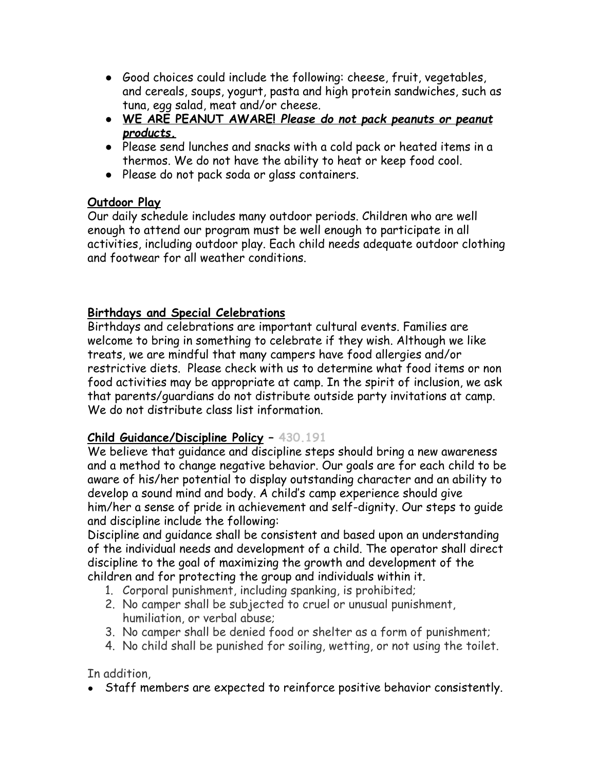- Good choices could include the following: cheese, fruit, vegetables, and cereals, soups, yogurt, pasta and high protein sandwiches, such as tuna, egg salad, meat and/or cheese.
- **WE ARE PEANUT AWARE!** ***Please do not pack peanuts or peanut products.***
- Please send lunches and snacks with a cold pack or heated items in a thermos. We do not have the ability to heat or keep food cool.
- Please do not pack soda or glass containers.

**Outdoor Play**

Our daily schedule includes many outdoor periods. Children who are well enough to attend our program must be well enough to participate in all activities, including outdoor play. Each child needs adequate outdoor clothing and footwear for all weather conditions.

**Birthdays and Special Celebrations**

Birthdays and celebrations are important cultural events. Families are welcome to bring in something to celebrate if they wish. Although we like treats, we are mindful that many campers have food allergies and/or restrictive diets. Please check with us to determine what food items or non food activities may be appropriate at camp. In the spirit of inclusion, we ask that parents/guardians do not distribute outside party invitations at camp. We do not distribute class list information.

**Child Guidance/Discipline Policy** – 430.191

We believe that guidance and discipline steps should bring a new awareness and a method to change negative behavior. Our goals are for each child to be aware of his/her potential to display outstanding character and an ability to develop a sound mind and body. A child's camp experience should give him/her a sense of pride in achievement and self-dignity. Our steps to guide and discipline include the following:

Discipline and guidance shall be consistent and based upon an understanding of the individual needs and development of a child. The operator shall direct discipline to the goal of maximizing the growth and development of the children and for protecting the group and individuals within it.

1. Corporal punishment, including spanking, is prohibited;
2. No camper shall be subjected to cruel or unusual punishment, humiliation, or verbal abuse;
3. No camper shall be denied food or shelter as a form of punishment;
4. No child shall be punished for soiling, wetting, or not using the toilet.

In addition,

- Staff members are expected to reinforce positive behavior consistently.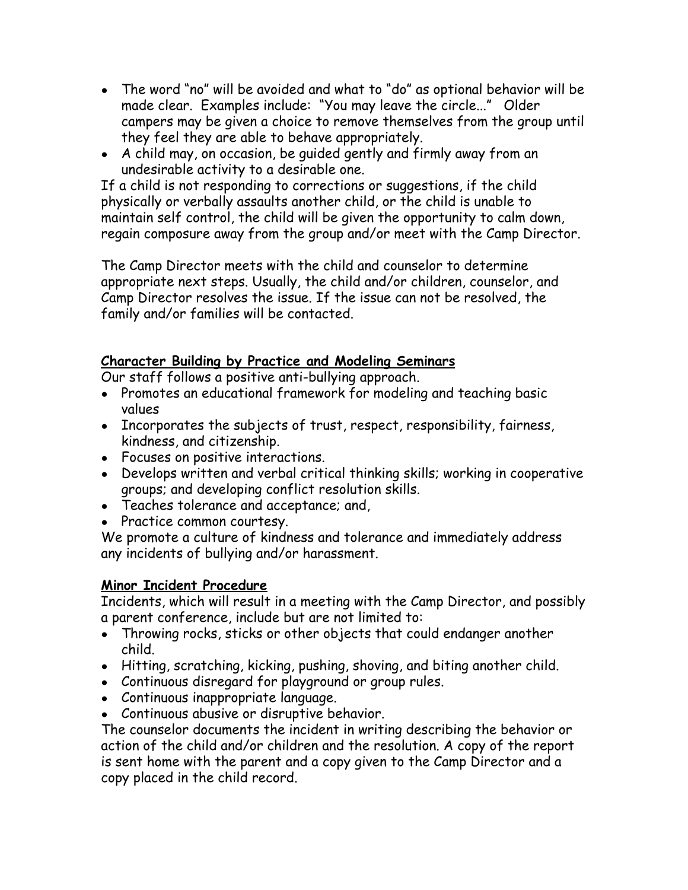- The word "no" will be avoided and what to "do" as optional behavior will be made clear. Examples include: "You may leave the circle..." Older campers may be given a choice to remove themselves from the group until they feel they are able to behave appropriately.
- A child may, on occasion, be guided gently and firmly away from an undesirable activity to a desirable one.

If a child is not responding to corrections or suggestions, if the child physically or verbally assaults another child, or the child is unable to maintain self control, the child will be given the opportunity to calm down, regain composure away from the group and/or meet with the Camp Director.

The Camp Director meets with the child and counselor to determine appropriate next steps. Usually, the child and/or children, counselor, and Camp Director resolves the issue. If the issue can not be resolved, the family and/or families will be contacted.

**Character Building by Practice and Modeling Seminars**

Our staff follows a positive anti-bullying approach.

- Promotes an educational framework for modeling and teaching basic values
- Incorporates the subjects of trust, respect, responsibility, fairness, kindness, and citizenship.
- Focuses on positive interactions.
- Develops written and verbal critical thinking skills; working in cooperative groups; and developing conflict resolution skills.
- Teaches tolerance and acceptance; and,
- Practice common courtesy.

We promote a culture of kindness and tolerance and immediately address any incidents of bullying and/or harassment.

**Minor Incident Procedure**

Incidents, which will result in a meeting with the Camp Director, and possibly a parent conference, include but are not limited to:

- Throwing rocks, sticks or other objects that could endanger another child.
- Hitting, scratching, kicking, pushing, shoving, and biting another child.
- Continuous disregard for playground or group rules.
- Continuous inappropriate language.
- Continuous abusive or disruptive behavior.

The counselor documents the incident in writing describing the behavior or action of the child and/or children and the resolution. A copy of the report is sent home with the parent and a copy given to the Camp Director and a copy placed in the child record.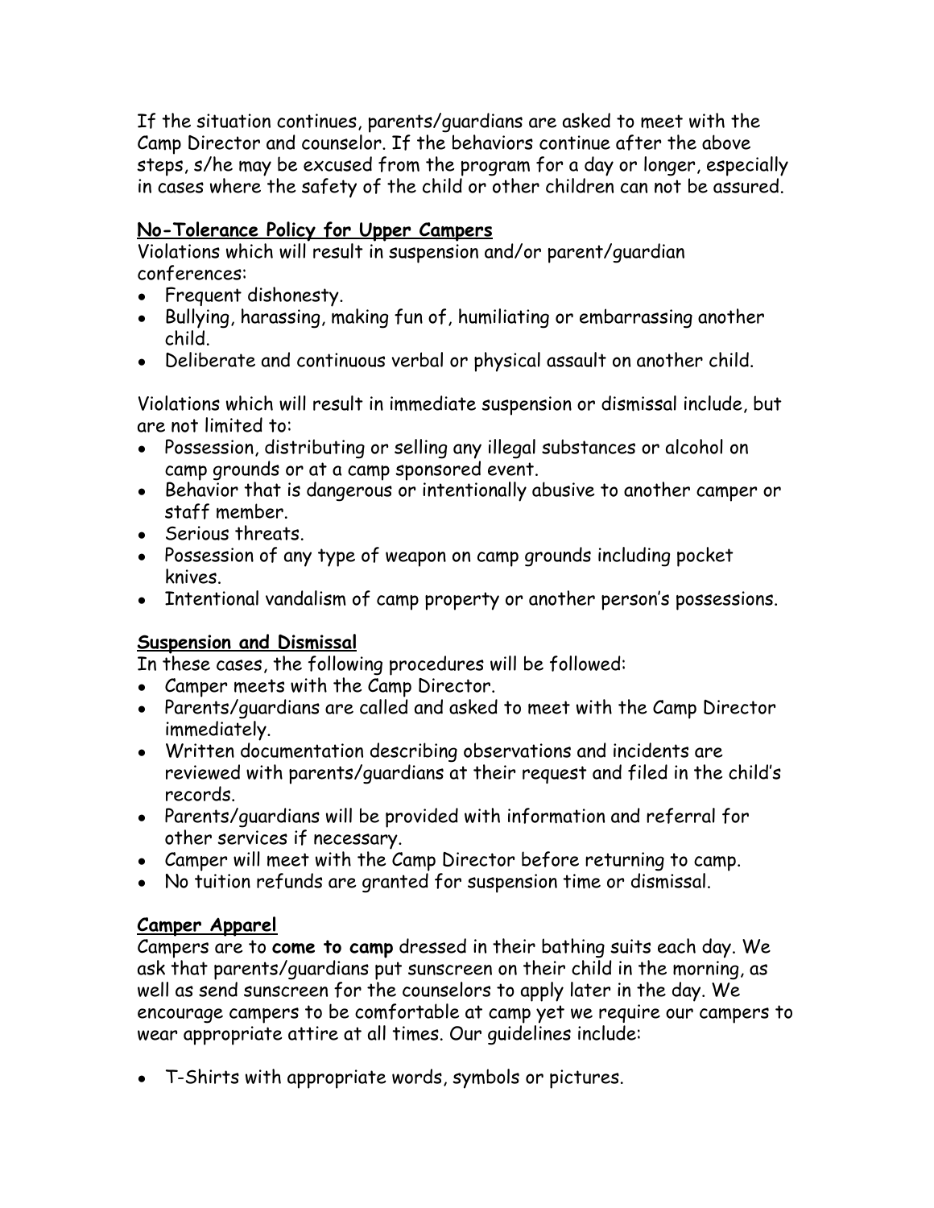If the situation continues, parents/guardians are asked to meet with the Camp Director and counselor. If the behaviors continue after the above steps, s/he may be excused from the program for a day or longer, especially in cases where the safety of the child or other children can not be assured.

## No-Tolerance Policy for Upper Campers

Violations which will result in suspension and/or parent/guardian conferences:

- Frequent dishonesty.
- Bullying, harassing, making fun of, humiliating or embarrassing another child.
- Deliberate and continuous verbal or physical assault on another child.

Violations which will result in immediate suspension or dismissal include, but are not limited to:

- Possession, distributing or selling any illegal substances or alcohol on camp grounds or at a camp sponsored event.
- Behavior that is dangerous or intentionally abusive to another camper or staff member.
- Serious threats.
- Possession of any type of weapon on camp grounds including pocket knives.
- Intentional vandalism of camp property or another person's possessions.

## Suspension and Dismissal

In these cases, the following procedures will be followed:

- Camper meets with the Camp Director.
- Parents/guardians are called and asked to meet with the Camp Director immediately.
- Written documentation describing observations and incidents are reviewed with parents/guardians at their request and filed in the child's records.
- Parents/guardians will be provided with information and referral for other services if necessary.
- Camper will meet with the Camp Director before returning to camp.
- No tuition refunds are granted for suspension time or dismissal.

## Camper Apparel

Campers are to **come to camp** dressed in their bathing suits each day. We ask that parents/guardians put sunscreen on their child in the morning, as well as send sunscreen for the counselors to apply later in the day. We encourage campers to be comfortable at camp yet we require our campers to wear appropriate attire at all times. Our guidelines include:

- T-Shirts with appropriate words, symbols or pictures.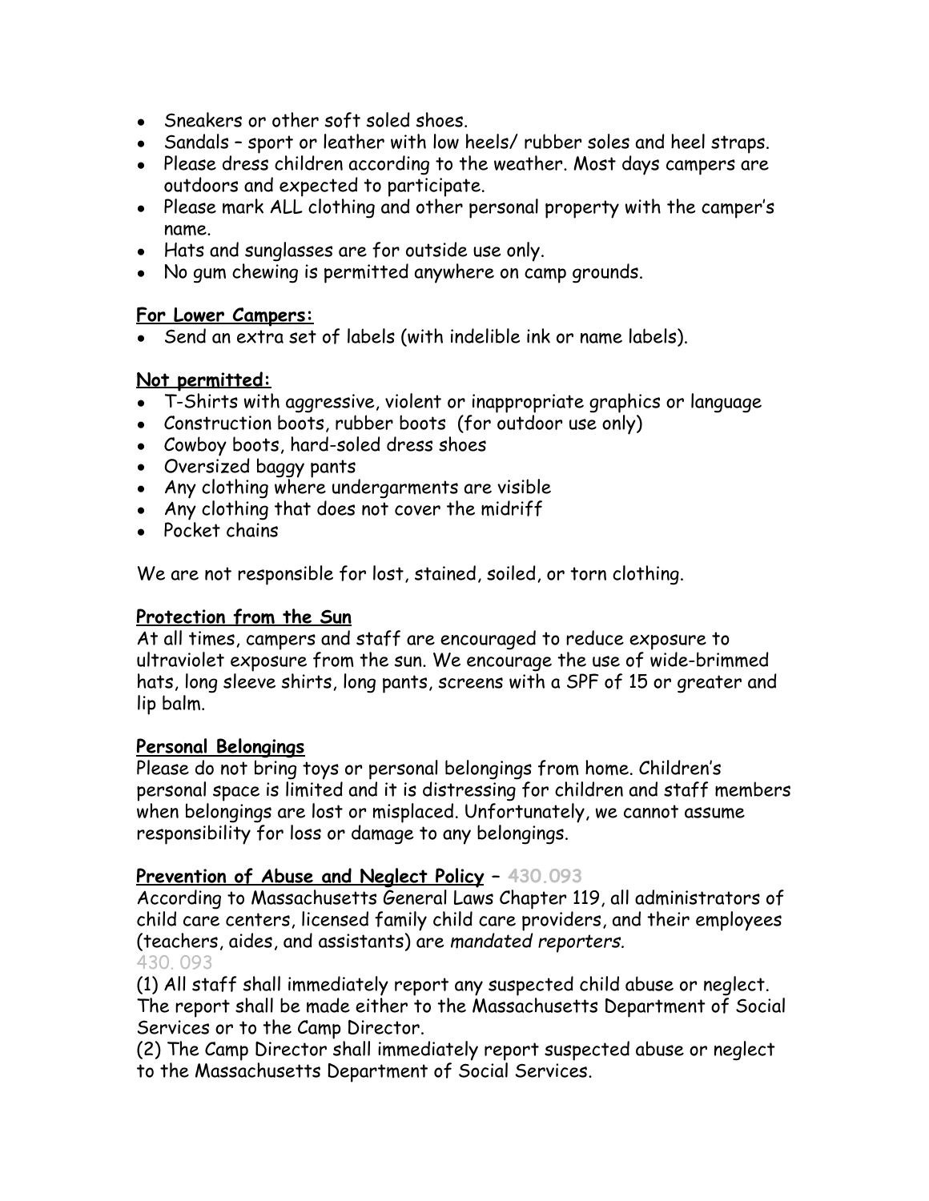- Sneakers or other soft soled shoes.
- Sandals – sport or leather with low heels/ rubber soles and heel straps.
- Please dress children according to the weather. Most days campers are outdoors and expected to participate.
- Please mark ALL clothing and other personal property with the camper's name.
- Hats and sunglasses are for outside use only.
- No gum chewing is permitted anywhere on camp grounds.

**For Lower Campers:**

- Send an extra set of labels (with indelible ink or name labels).

**Not permitted:**

- T-Shirts with aggressive, violent or inappropriate graphics or language
- Construction boots, rubber boots (for outdoor use only)
- Cowboy boots, hard-soled dress shoes
- Oversized baggy pants
- Any clothing where undergarments are visible
- Any clothing that does not cover the midriff
- Pocket chains

We are not responsible for lost, stained, soiled, or torn clothing.

**Protection from the Sun**

At all times, campers and staff are encouraged to reduce exposure to ultraviolet exposure from the sun. We encourage the use of wide-brimmed hats, long sleeve shirts, long pants, screens with a SPF of 15 or greater and lip balm.

**Personal Belongings**

Please do not bring toys or personal belongings from home. Children's personal space is limited and it is distressing for children and staff members when belongings are lost or misplaced. Unfortunately, we cannot assume responsibility for loss or damage to any belongings.

**Prevention of Abuse and Neglect Policy** – 430.093

According to Massachusetts General Laws Chapter 119, all administrators of child care centers, licensed family child care providers, and their employees (teachers, aides, and assistants) are *mandated reporters.*

430. 093

(1) All staff shall immediately report any suspected child abuse or neglect. The report shall be made either to the Massachusetts Department of Social Services or to the Camp Director.

(2) The Camp Director shall immediately report suspected abuse or neglect to the Massachusetts Department of Social Services.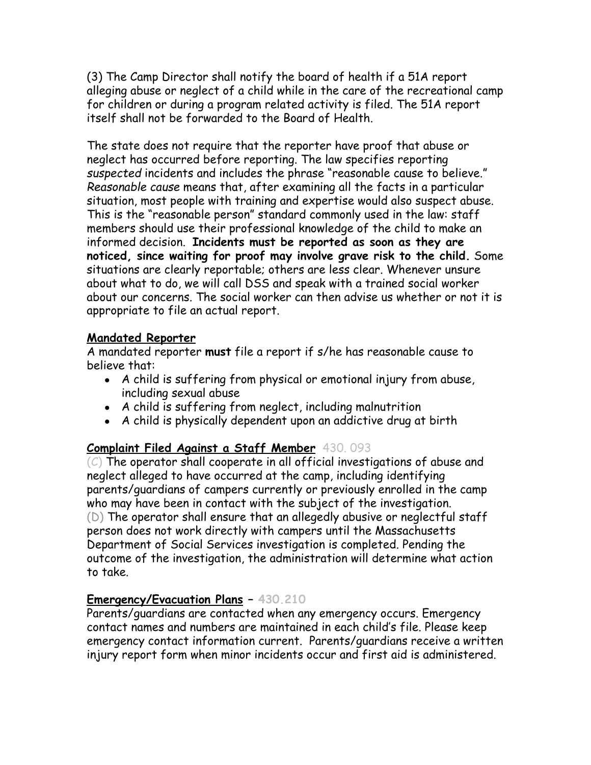(3) The Camp Director shall notify the board of health if a 51A report alleging abuse or neglect of a child while in the care of the recreational camp for children or during a program related activity is filed. The 51A report itself shall not be forwarded to the Board of Health.

The state does not require that the reporter have proof that abuse or neglect has occurred before reporting. The law specifies reporting *suspected* incidents and includes the phrase "reasonable cause to believe." *Reasonable cause* means that, after examining all the facts in a particular situation, most people with training and expertise would also suspect abuse. This is the "reasonable person" standard commonly used in the law: staff members should use their professional knowledge of the child to make an informed decision. **Incidents must be reported as soon as they are noticed, since waiting for proof may involve grave risk to the child.** Some situations are clearly reportable; others are less clear. Whenever unsure about what to do, we will call DSS and speak with a trained social worker about our concerns. The social worker can then advise us whether or not it is appropriate to file an actual report.

## Mandated Reporter

A mandated reporter **must** file a report if s/he has reasonable cause to believe that:

- A child is suffering from physical or emotional injury from abuse, including sexual abuse
- A child is suffering from neglect, including malnutrition
- A child is physically dependent upon an addictive drug at birth

## Complaint Filed Against a Staff Member 430. 093

(C) The operator shall cooperate in all official investigations of abuse and neglect alleged to have occurred at the camp, including identifying parents/guardians of campers currently or previously enrolled in the camp who may have been in contact with the subject of the investigation.
(D) The operator shall ensure that an allegedly abusive or neglectful staff person does not work directly with campers until the Massachusetts Department of Social Services investigation is completed. Pending the outcome of the investigation, the administration will determine what action to take.

## Emergency/Evacuation Plans – 430.210

Parents/guardians are contacted when any emergency occurs. Emergency contact names and numbers are maintained in each child's file. Please keep emergency contact information current. Parents/guardians receive a written injury report form when minor incidents occur and first aid is administered.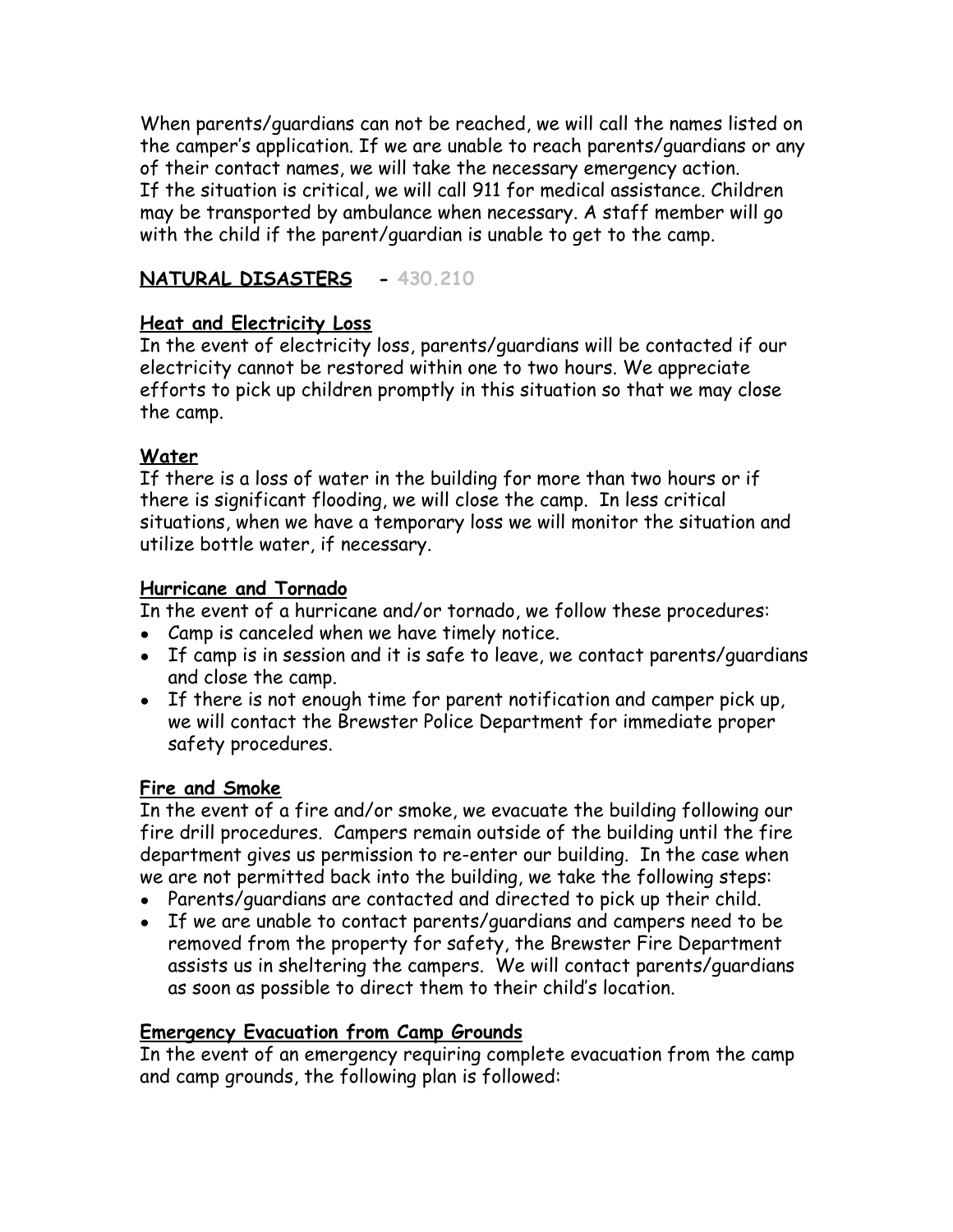When parents/guardians can not be reached, we will call the names listed on the camper's application. If we are unable to reach parents/guardians or any of their contact names, we will take the necessary emergency action. If the situation is critical, we will call 911 for medical assistance. Children may be transported by ambulance when necessary. A staff member will go with the child if the parent/guardian is unable to get to the camp.

## **NATURAL DISASTERS** - 430.210

### **Heat and Electricity Loss**

In the event of electricity loss, parents/guardians will be contacted if our electricity cannot be restored within one to two hours. We appreciate efforts to pick up children promptly in this situation so that we may close the camp.

### **Water**

If there is a loss of water in the building for more than two hours or if there is significant flooding, we will close the camp. In less critical situations, when we have a temporary loss we will monitor the situation and utilize bottle water, if necessary.

### **Hurricane and Tornado**

In the event of a hurricane and/or tornado, we follow these procedures:

- Camp is canceled when we have timely notice.
- If camp is in session and it is safe to leave, we contact parents/guardians and close the camp.
- If there is not enough time for parent notification and camper pick up, we will contact the Brewster Police Department for immediate proper safety procedures.

### **Fire and Smoke**

In the event of a fire and/or smoke, we evacuate the building following our fire drill procedures. Campers remain outside of the building until the fire department gives us permission to re-enter our building. In the case when we are not permitted back into the building, we take the following steps:

- Parents/guardians are contacted and directed to pick up their child.
- If we are unable to contact parents/guardians and campers need to be removed from the property for safety, the Brewster Fire Department assists us in sheltering the campers. We will contact parents/guardians as soon as possible to direct them to their child's location.

### **Emergency Evacuation from Camp Grounds**

In the event of an emergency requiring complete evacuation from the camp and camp grounds, the following plan is followed: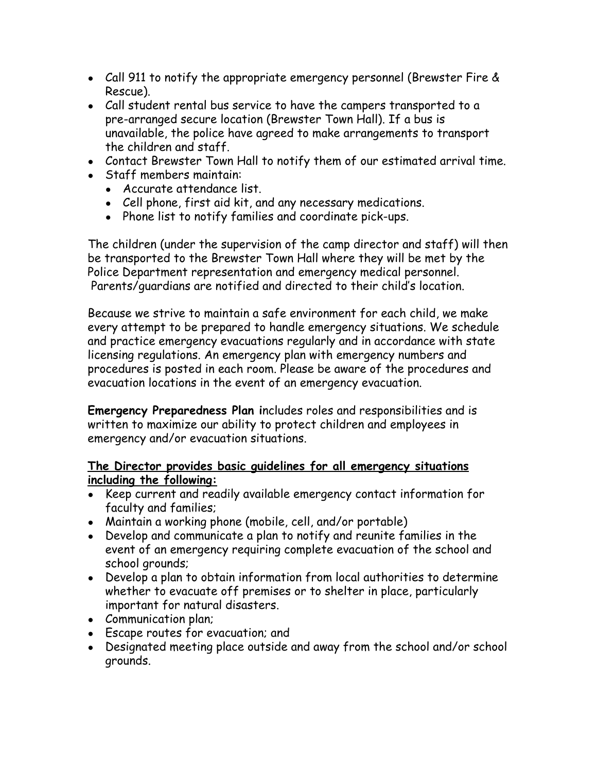- Call 911 to notify the appropriate emergency personnel (Brewster Fire & Rescue).
- Call student rental bus service to have the campers transported to a pre-arranged secure location (Brewster Town Hall). If a bus is unavailable, the police have agreed to make arrangements to transport the children and staff.
- Contact Brewster Town Hall to notify them of our estimated arrival time.
- Staff members maintain:
  - Accurate attendance list.
  - Cell phone, first aid kit, and any necessary medications.
  - Phone list to notify families and coordinate pick-ups.

The children (under the supervision of the camp director and staff) will then be transported to the Brewster Town Hall where they will be met by the Police Department representation and emergency medical personnel. Parents/guardians are notified and directed to their child's location.

Because we strive to maintain a safe environment for each child, we make every attempt to be prepared to handle emergency situations. We schedule and practice emergency evacuations regularly and in accordance with state licensing regulations. An emergency plan with emergency numbers and procedures is posted in each room. Please be aware of the procedures and evacuation locations in the event of an emergency evacuation.

**Emergency Preparedness Plan i**ncludes roles and responsibilities and is written to maximize our ability to protect children and employees in emergency and/or evacuation situations.

**The Director provides basic guidelines for all emergency situations including the following:**

- Keep current and readily available emergency contact information for faculty and families;
- Maintain a working phone (mobile, cell, and/or portable)
- Develop and communicate a plan to notify and reunite families in the event of an emergency requiring complete evacuation of the school and school grounds;
- Develop a plan to obtain information from local authorities to determine whether to evacuate off premises or to shelter in place, particularly important for natural disasters.
- Communication plan;
- Escape routes for evacuation; and
- Designated meeting place outside and away from the school and/or school grounds.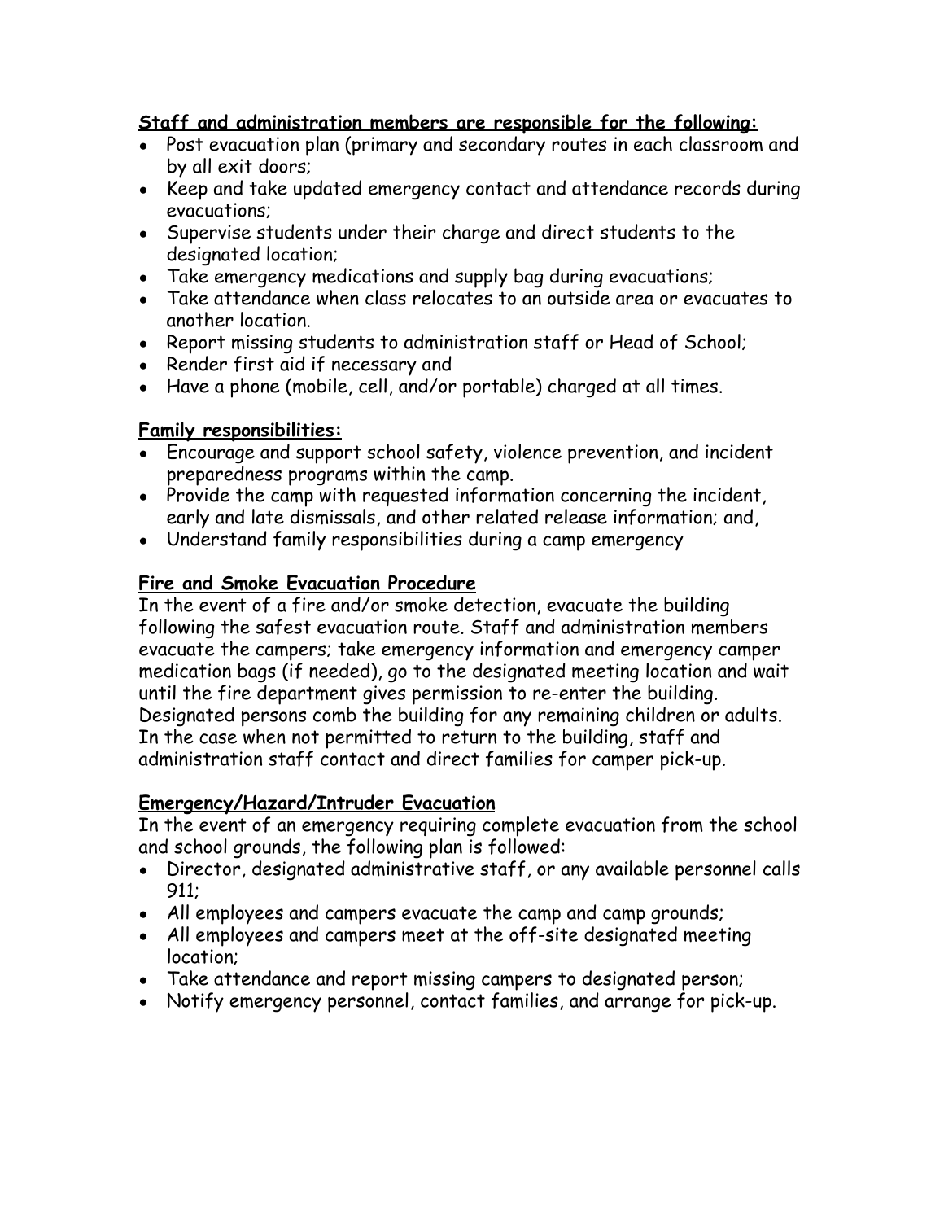**Staff and administration members are responsible for the following:**

- Post evacuation plan (primary and secondary routes in each classroom and by all exit doors;
- Keep and take updated emergency contact and attendance records during evacuations;
- Supervise students under their charge and direct students to the designated location;
- Take emergency medications and supply bag during evacuations;
- Take attendance when class relocates to an outside area or evacuates to another location.
- Report missing students to administration staff or Head of School;
- Render first aid if necessary and
- Have a phone (mobile, cell, and/or portable) charged at all times.

**Family responsibilities:**

- Encourage and support school safety, violence prevention, and incident preparedness programs within the camp.
- Provide the camp with requested information concerning the incident, early and late dismissals, and other related release information; and,
- Understand family responsibilities during a camp emergency

**Fire and Smoke Evacuation Procedure**

In the event of a fire and/or smoke detection, evacuate the building following the safest evacuation route. Staff and administration members evacuate the campers; take emergency information and emergency camper medication bags (if needed), go to the designated meeting location and wait until the fire department gives permission to re-enter the building. Designated persons comb the building for any remaining children or adults. In the case when not permitted to return to the building, staff and administration staff contact and direct families for camper pick-up.

**Emergency/Hazard/Intruder Evacuation**

In the event of an emergency requiring complete evacuation from the school and school grounds, the following plan is followed:

- Director, designated administrative staff, or any available personnel calls 911;
- All employees and campers evacuate the camp and camp grounds;
- All employees and campers meet at the off-site designated meeting location;
- Take attendance and report missing campers to designated person;
- Notify emergency personnel, contact families, and arrange for pick-up.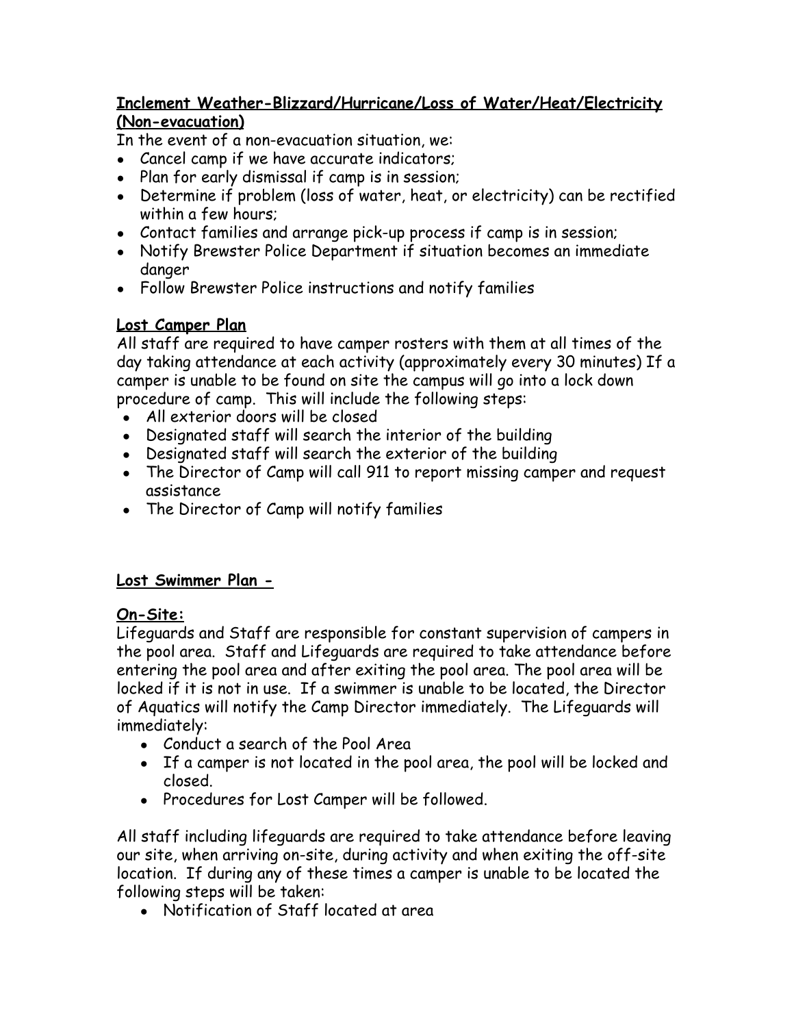**Inclement Weather-Blizzard/Hurricane/Loss of Water/Heat/Electricity (Non-evacuation)**

In the event of a non-evacuation situation, we:

- Cancel camp if we have accurate indicators;
- Plan for early dismissal if camp is in session;
- Determine if problem (loss of water, heat, or electricity) can be rectified within a few hours;
- Contact families and arrange pick-up process if camp is in session;
- Notify Brewster Police Department if situation becomes an immediate danger
- Follow Brewster Police instructions and notify families

**Lost Camper Plan**

All staff are required to have camper rosters with them at all times of the day taking attendance at each activity (approximately every 30 minutes) If a camper is unable to be found on site the campus will go into a lock down procedure of camp. This will include the following steps:

- All exterior doors will be closed
- Designated staff will search the interior of the building
- Designated staff will search the exterior of the building
- The Director of Camp will call 911 to report missing camper and request assistance
- The Director of Camp will notify families

**Lost Swimmer Plan -**

**On-Site:**

Lifeguards and Staff are responsible for constant supervision of campers in the pool area. Staff and Lifeguards are required to take attendance before entering the pool area and after exiting the pool area. The pool area will be locked if it is not in use. If a swimmer is unable to be located, the Director of Aquatics will notify the Camp Director immediately. The Lifeguards will immediately:

- Conduct a search of the Pool Area
- If a camper is not located in the pool area, the pool will be locked and closed.
- Procedures for Lost Camper will be followed.

All staff including lifeguards are required to take attendance before leaving our site, when arriving on-site, during activity and when exiting the off-site location. If during any of these times a camper is unable to be located the following steps will be taken:

- Notification of Staff located at area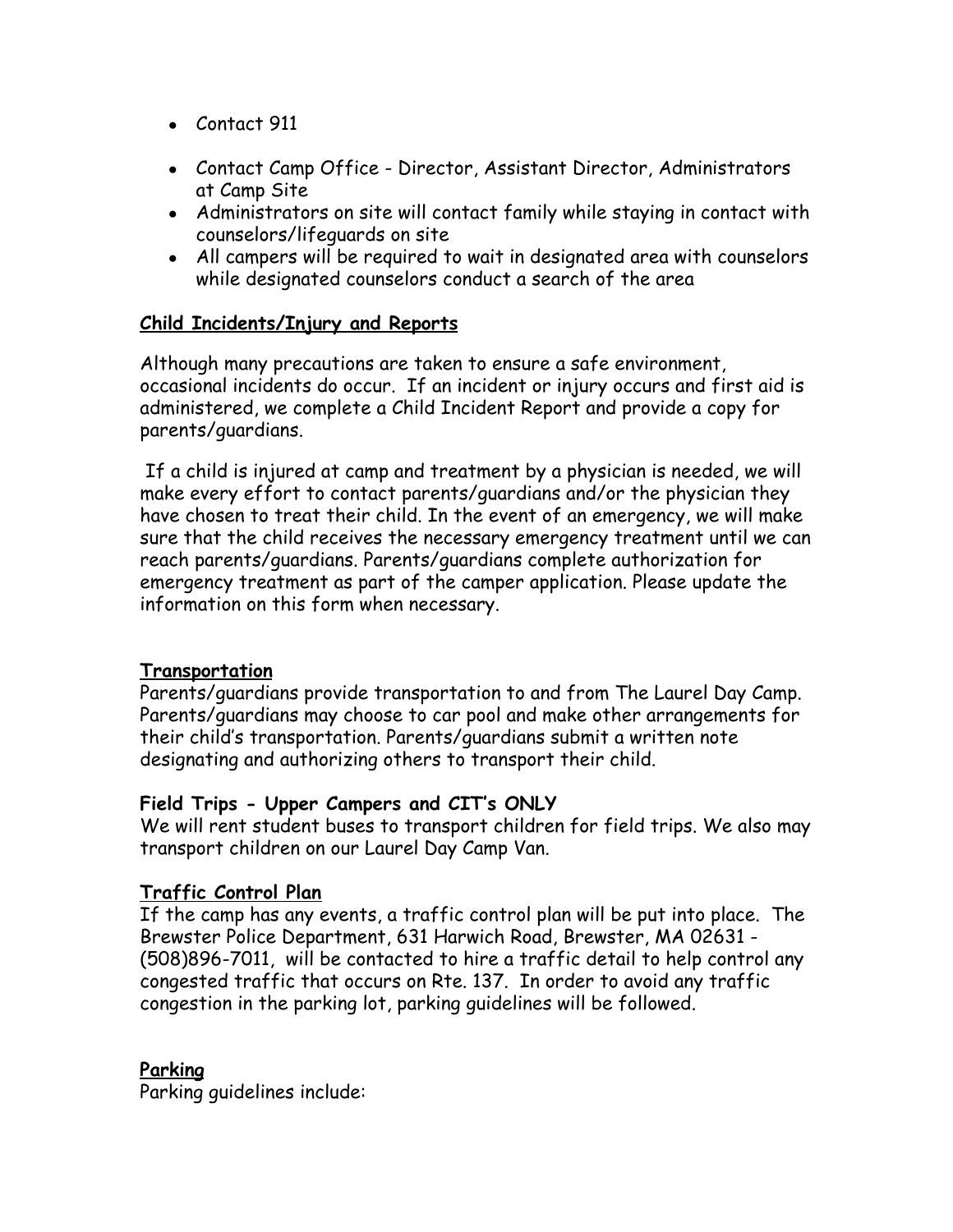- Contact 911
- Contact Camp Office - Director, Assistant Director, Administrators at Camp Site
- Administrators on site will contact family while staying in contact with counselors/lifeguards on site
- All campers will be required to wait in designated area with counselors while designated counselors conduct a search of the area

## Child Incidents/Injury and Reports

Although many precautions are taken to ensure a safe environment, occasional incidents do occur. If an incident or injury occurs and first aid is administered, we complete a Child Incident Report and provide a copy for parents/guardians.

If a child is injured at camp and treatment by a physician is needed, we will make every effort to contact parents/guardians and/or the physician they have chosen to treat their child. In the event of an emergency, we will make sure that the child receives the necessary emergency treatment until we can reach parents/guardians. Parents/guardians complete authorization for emergency treatment as part of the camper application. Please update the information on this form when necessary.

## Transportation

Parents/guardians provide transportation to and from The Laurel Day Camp. Parents/guardians may choose to car pool and make other arrangements for their child's transportation. Parents/guardians submit a written note designating and authorizing others to transport their child.

### Field Trips - Upper Campers and CIT's ONLY

We will rent student buses to transport children for field trips. We also may transport children on our Laurel Day Camp Van.

## Traffic Control Plan

If the camp has any events, a traffic control plan will be put into place. The Brewster Police Department, 631 Harwich Road, Brewster, MA 02631 - (508)896-7011, will be contacted to hire a traffic detail to help control any congested traffic that occurs on Rte. 137. In order to avoid any traffic congestion in the parking lot, parking guidelines will be followed.

## Parking

Parking guidelines include: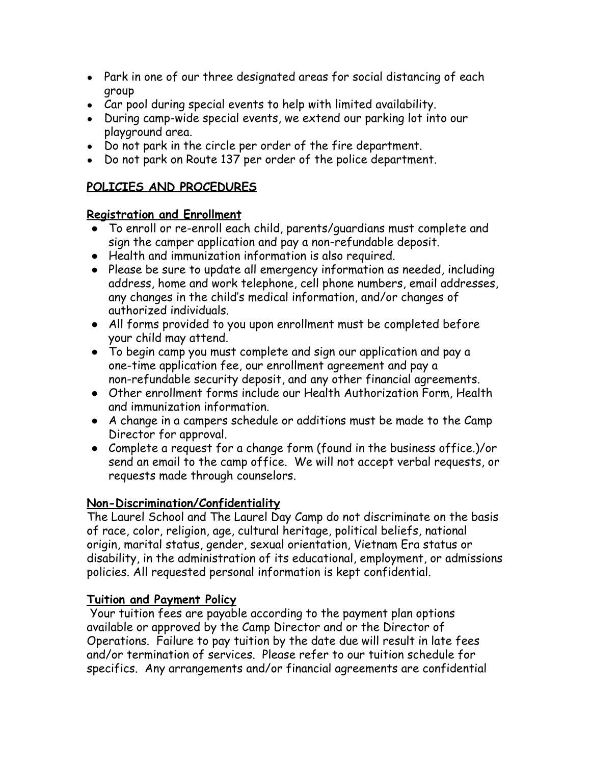- Park in one of our three designated areas for social distancing of each group
- Car pool during special events to help with limited availability.
- During camp-wide special events, we extend our parking lot into our playground area.
- Do not park in the circle per order of the fire department.
- Do not park on Route 137 per order of the police department.

## **POLICIES AND PROCEDURES**

### **Registration and Enrollment**

- To enroll or re-enroll each child, parents/guardians must complete and sign the camper application and pay a non-refundable deposit.
- Health and immunization information is also required.
- Please be sure to update all emergency information as needed, including address, home and work telephone, cell phone numbers, email addresses, any changes in the child's medical information, and/or changes of authorized individuals.
- All forms provided to you upon enrollment must be completed before your child may attend.
- To begin camp you must complete and sign our application and pay a one-time application fee, our enrollment agreement and pay a non-refundable security deposit, and any other financial agreements.
- Other enrollment forms include our Health Authorization Form, Health and immunization information.
- A change in a campers schedule or additions must be made to the Camp Director for approval.
- Complete a request for a change form (found in the business office.)/or send an email to the camp office. We will not accept verbal requests, or requests made through counselors.

### **Non-Discrimination/Confidentiality**

The Laurel School and The Laurel Day Camp do not discriminate on the basis of race, color, religion, age, cultural heritage, political beliefs, national origin, marital status, gender, sexual orientation, Vietnam Era status or disability, in the administration of its educational, employment, or admissions policies. All requested personal information is kept confidential.

### **Tuition and Payment Policy**

Your tuition fees are payable according to the payment plan options available or approved by the Camp Director and or the Director of Operations. Failure to pay tuition by the date due will result in late fees and/or termination of services. Please refer to our tuition schedule for specifics. Any arrangements and/or financial agreements are confidential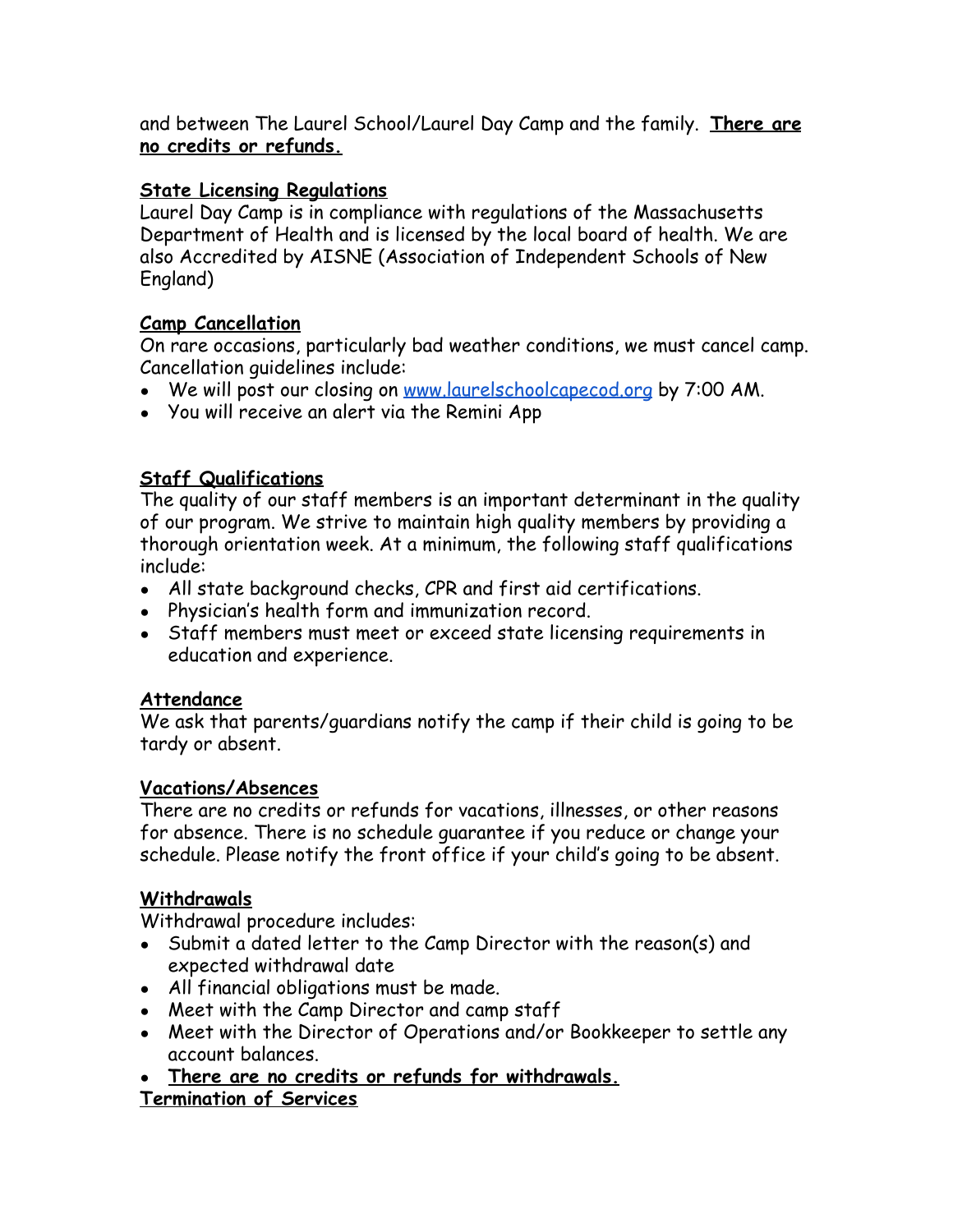and between The Laurel School/Laurel Day Camp and the family. **There are no credits or refunds.**

## State Licensing Regulations

Laurel Day Camp is in compliance with regulations of the Massachusetts Department of Health and is licensed by the local board of health. We are also Accredited by AISNE (Association of Independent Schools of New England)

## Camp Cancellation

On rare occasions, particularly bad weather conditions, we must cancel camp. Cancellation guidelines include:

- We will post our closing on [www.laurelschoolcapecod.org](http://www.laurelschoolcapecod.org) by 7:00 AM.
- You will receive an alert via the Remini App

## Staff Qualifications

The quality of our staff members is an important determinant in the quality of our program. We strive to maintain high quality members by providing a thorough orientation week. At a minimum, the following staff qualifications include:

- All state background checks, CPR and first aid certifications.
- Physician's health form and immunization record.
- Staff members must meet or exceed state licensing requirements in education and experience.

## Attendance

We ask that parents/guardians notify the camp if their child is going to be tardy or absent.

## Vacations/Absences

There are no credits or refunds for vacations, illnesses, or other reasons for absence. There is no schedule guarantee if you reduce or change your schedule. Please notify the front office if your child's going to be absent.

## Withdrawals

Withdrawal procedure includes:

- Submit a dated letter to the Camp Director with the reason(s) and expected withdrawal date
- All financial obligations must be made.
- Meet with the Camp Director and camp staff
- Meet with the Director of Operations and/or Bookkeeper to settle any account balances.
- **There are no credits or refunds for withdrawals.**

## Termination of Services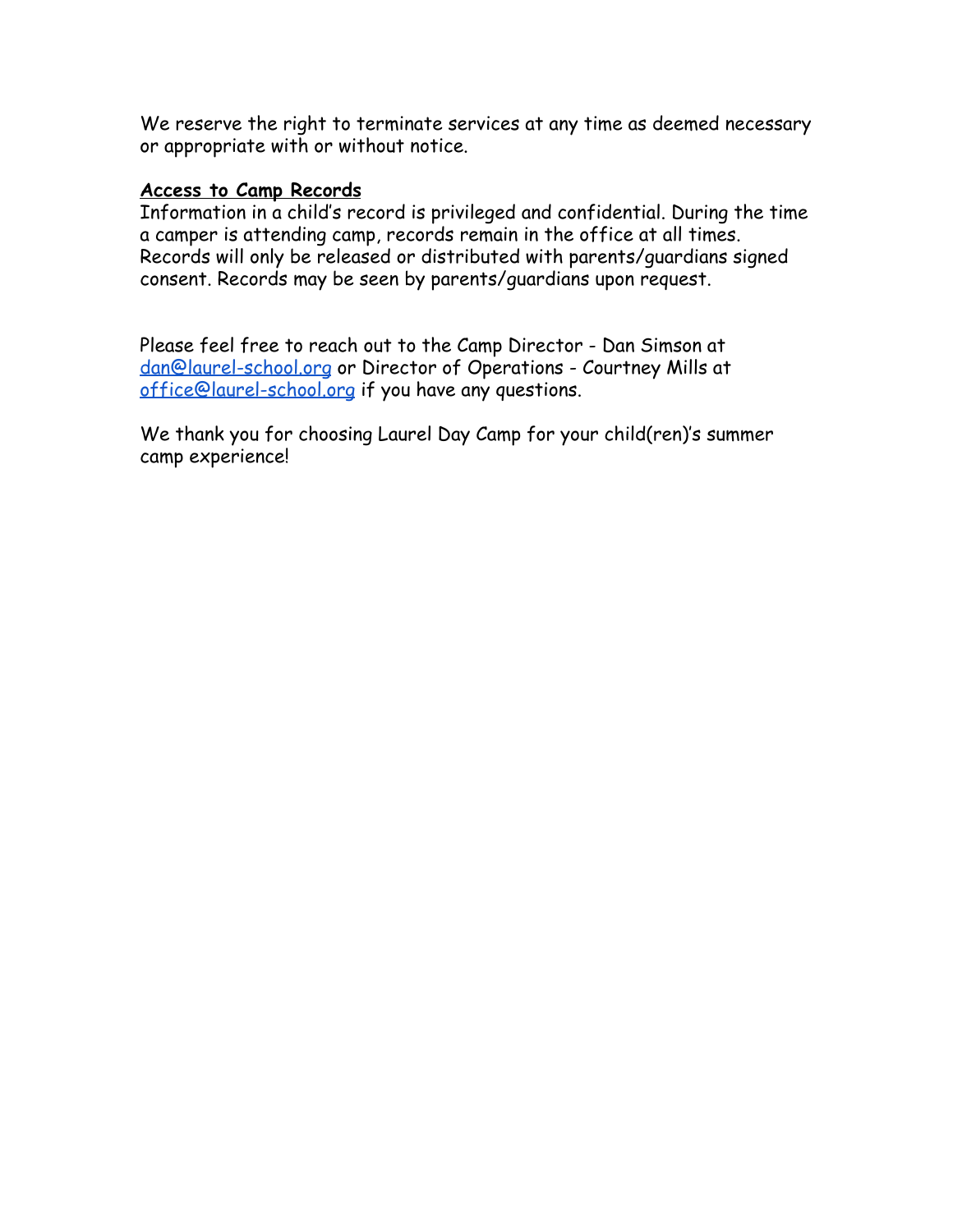We reserve the right to terminate services at any time as deemed necessary or appropriate with or without notice.

***Access to Camp Records***

Information in a child's record is privileged and confidential. During the time a camper is attending camp, records remain in the office at all times. Records will only be released or distributed with parents/guardians signed consent. Records may be seen by parents/guardians upon request.

Please feel free to reach out to the Camp Director - Dan Simson at dan@laurel-school.org or Director of Operations - Courtney Mills at office@laurel-school.org if you have any questions.

We thank you for choosing Laurel Day Camp for your child(ren)'s summer camp experience!